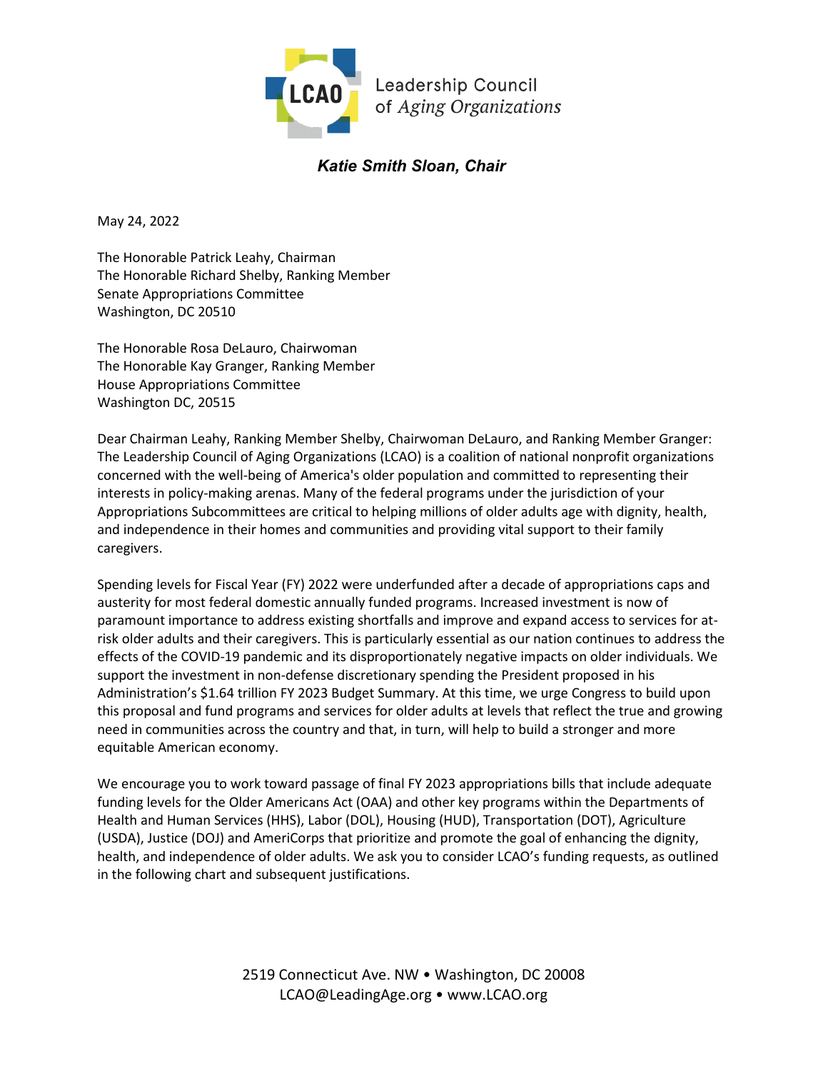Leadership Council of *Aging Organizations*

***Katie Smith Sloan, Chair***

May 24, 2022

The Honorable Patrick Leahy, Chairman
The Honorable Richard Shelby, Ranking Member
Senate Appropriations Committee
Washington, DC 20510

The Honorable Rosa DeLauro, Chairwoman
The Honorable Kay Granger, Ranking Member
House Appropriations Committee
Washington DC, 20515

Dear Chairman Leahy, Ranking Member Shelby, Chairwoman DeLauro, and Ranking Member Granger:
The Leadership Council of Aging Organizations (LCAO) is a coalition of national nonprofit organizations concerned with the well-being of America's older population and committed to representing their interests in policy-making arenas. Many of the federal programs under the jurisdiction of your Appropriations Subcommittees are critical to helping millions of older adults age with dignity, health, and independence in their homes and communities and providing vital support to their family caregivers.

Spending levels for Fiscal Year (FY) 2022 were underfunded after a decade of appropriations caps and austerity for most federal domestic annually funded programs. Increased investment is now of paramount importance to address existing shortfalls and improve and expand access to services for at-risk older adults and their caregivers. This is particularly essential as our nation continues to address the effects of the COVID-19 pandemic and its disproportionately negative impacts on older individuals. We support the investment in non-defense discretionary spending the President proposed in his Administration's $1.64 trillion FY 2023 Budget Summary. At this time, we urge Congress to build upon this proposal and fund programs and services for older adults at levels that reflect the true and growing need in communities across the country and that, in turn, will help to build a stronger and more equitable American economy.

We encourage you to work toward passage of final FY 2023 appropriations bills that include adequate funding levels for the Older Americans Act (OAA) and other key programs within the Departments of Health and Human Services (HHS), Labor (DOL), Housing (HUD), Transportation (DOT), Agriculture (USDA), Justice (DOJ) and AmeriCorps that prioritize and promote the goal of enhancing the dignity, health, and independence of older adults. We ask you to consider LCAO's funding requests, as outlined in the following chart and subsequent justifications.

2519 Connecticut Ave. NW • Washington, DC 20008
LCAO@LeadingAge.org • www.LCAO.org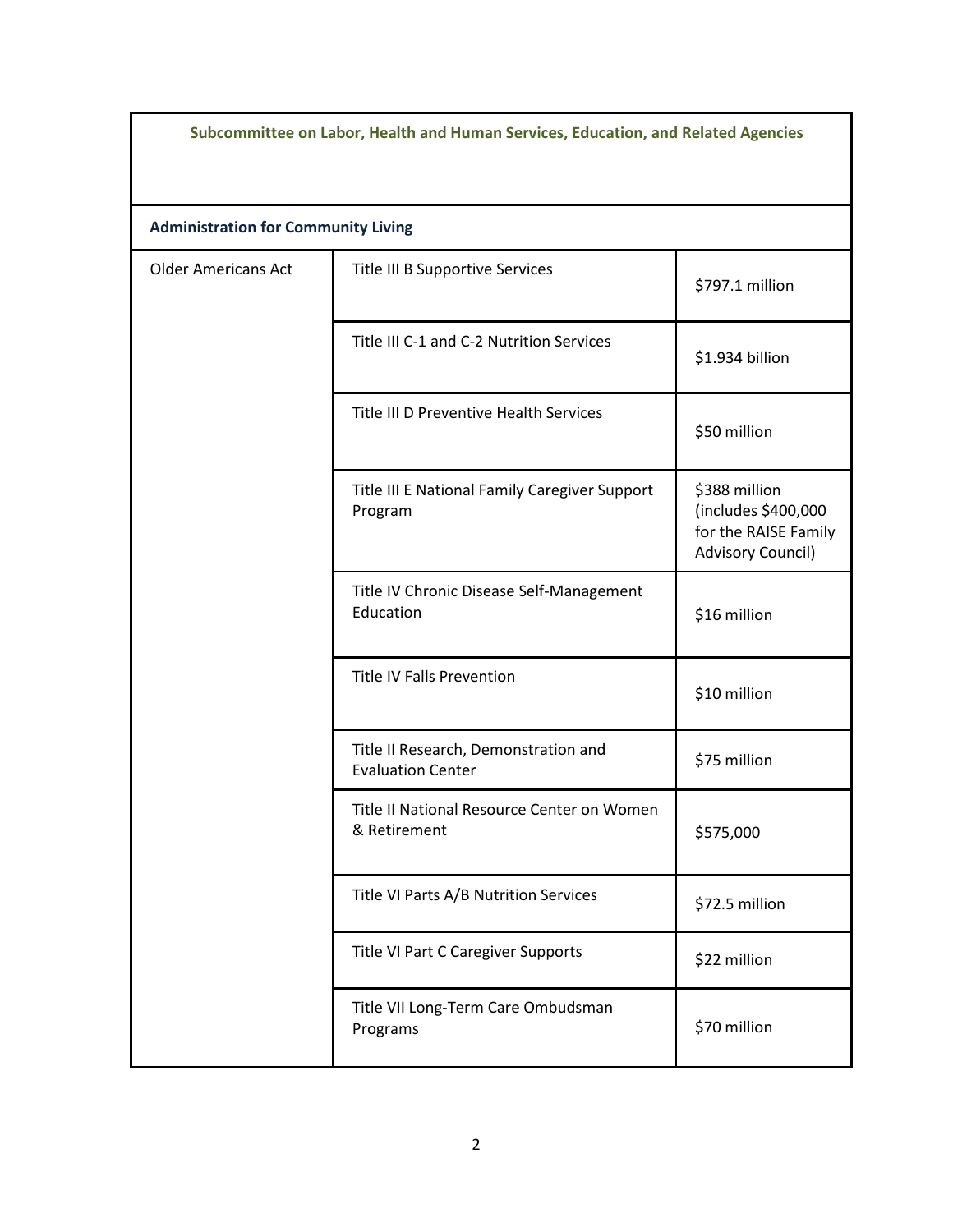**Subcommittee on Labor, Health and Human Services, Education, and Related Agencies**

**Administration for Community Living**

| | | |
|---|---|---|
| Older Americans Act | Title III B Supportive Services | $797.1 million |
| | Title III C-1 and C-2 Nutrition Services | $1.934 billion |
| | Title III D Preventive Health Services | $50 million |
| | Title III E National Family Caregiver Support Program | $388 million (includes $400,000 for the RAISE Family Advisory Council) |
| | Title IV Chronic Disease Self-Management Education | $16 million |
| | Title IV Falls Prevention | $10 million |
| | Title II Research, Demonstration and Evaluation Center | $75 million |
| | Title II National Resource Center on Women & Retirement | $575,000 |
| | Title VI Parts A/B Nutrition Services | $72.5 million |
| | Title VI Part C Caregiver Supports | $22 million |
| | Title VII Long-Term Care Ombudsman Programs | $70 million |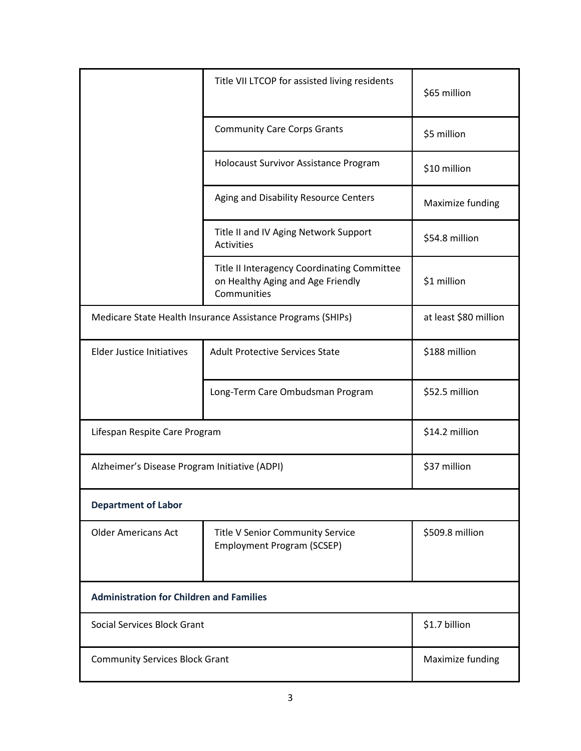| | | |
|---|---|---|
| | Title VII LTCOP for assisted living residents | $65 million |
| | Community Care Corps Grants | $5 million |
| | Holocaust Survivor Assistance Program | $10 million |
| | Aging and Disability Resource Centers | Maximize funding |
| | Title II and IV Aging Network Support Activities | $54.8 million |
| | Title II Interagency Coordinating Committee on Healthy Aging and Age Friendly Communities | $1 million |
| Medicare State Health Insurance Assistance Programs (SHIPs) | | at least $80 million |
| Elder Justice Initiatives | Adult Protective Services State | $188 million |
| | Long-Term Care Ombudsman Program | $52.5 million |
| Lifespan Respite Care Program | | $14.2 million |
| Alzheimer's Disease Program Initiative (ADPI) | | $37 million |
| **Department of Labor** | | |
| Older Americans Act | Title V Senior Community Service Employment Program (SCSEP) | $509.8 million |
| **Administration for Children and Families** | | |
| Social Services Block Grant | | $1.7 billion |
| Community Services Block Grant | | Maximize funding |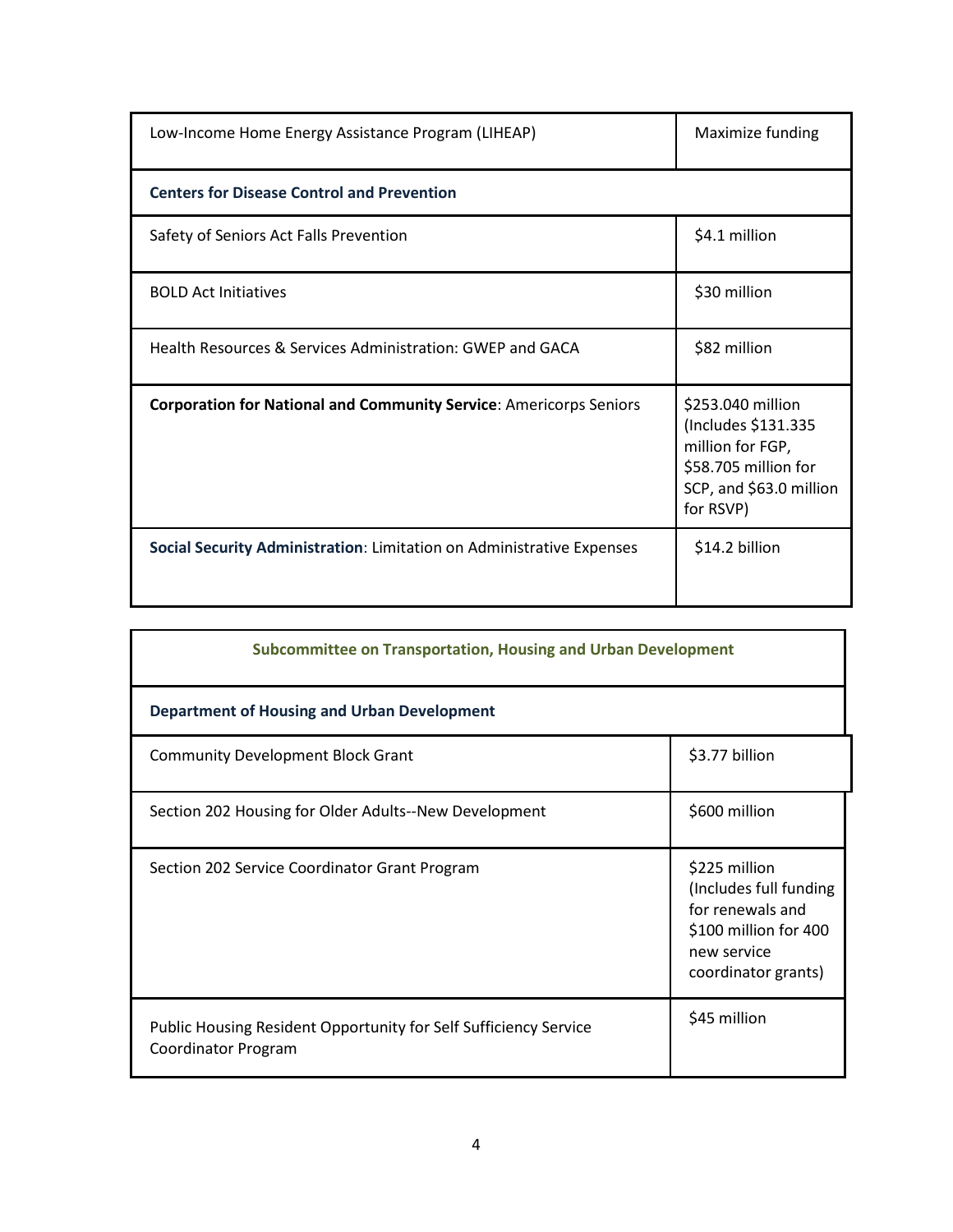| | |
|---|---|
| Low-Income Home Energy Assistance Program (LIHEAP) | Maximize funding |
| **Centers for Disease Control and Prevention** | |
| Safety of Seniors Act Falls Prevention | $4.1 million |
| BOLD Act Initiatives | $30 million |
| Health Resources & Services Administration: GWEP and GACA | $82 million |
| **Corporation for National and Community Service**: Americorps Seniors | $253.040 million (Includes $131.335 million for FGP, $58.705 million for SCP, and $63.0 million for RSVP) |
| **Social Security Administration**: Limitation on Administrative Expenses | $14.2 billion |

| **Subcommittee on Transportation, Housing and Urban Development** | |
|---|---|
| **Department of Housing and Urban Development** | |
| Community Development Block Grant | $3.77 billion |
| Section 202 Housing for Older Adults--New Development | $600 million |
| Section 202 Service Coordinator Grant Program | $225 million (Includes full funding for renewals and $100 million for 400 new service coordinator grants) |
| Public Housing Resident Opportunity for Self Sufficiency Service Coordinator Program | $45 million |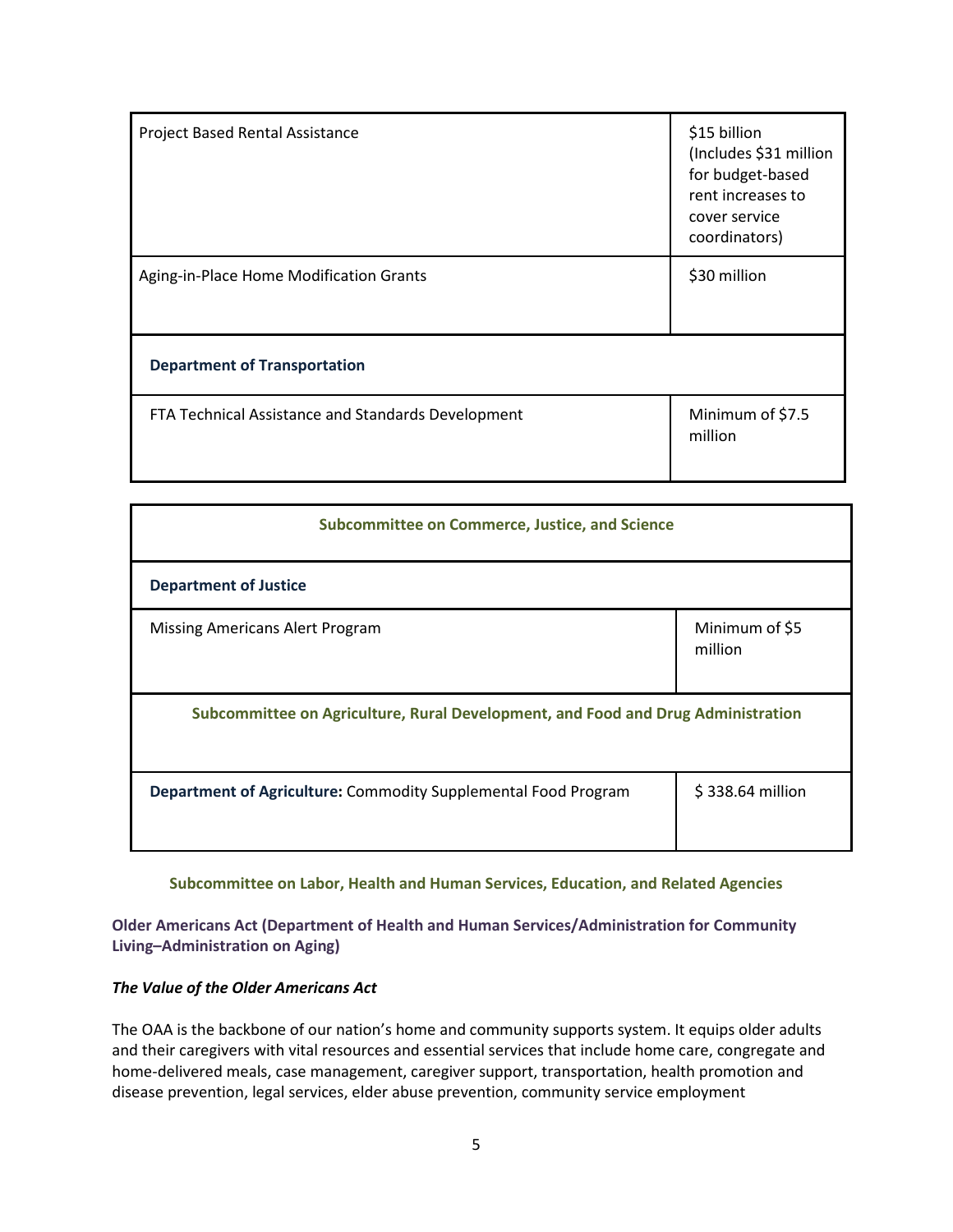| | |
|---|---|
| Project Based Rental Assistance | $15 billion (Includes $31 million for budget-based rent increases to cover service coordinators) |
| Aging-in-Place Home Modification Grants | $30 million |
| **Department of Transportation** | |
| FTA Technical Assistance and Standards Development | Minimum of $7.5 million |

| **Subcommittee on Commerce, Justice, and Science** | |
|---|---|
| **Department of Justice** | |
| Missing Americans Alert Program | Minimum of $5 million |
| **Subcommittee on Agriculture, Rural Development, and Food and Drug Administration** | |
| **Department of Agriculture:** Commodity Supplemental Food Program | $ 338.64 million |

## Subcommittee on Labor, Health and Human Services, Education, and Related Agencies

### Older Americans Act (Department of Health and Human Services/Administration for Community Living–Administration on Aging)

***The Value of the Older Americans Act***

The OAA is the backbone of our nation's home and community supports system. It equips older adults and their caregivers with vital resources and essential services that include home care, congregate and home-delivered meals, case management, caregiver support, transportation, health promotion and disease prevention, legal services, elder abuse prevention, community service employment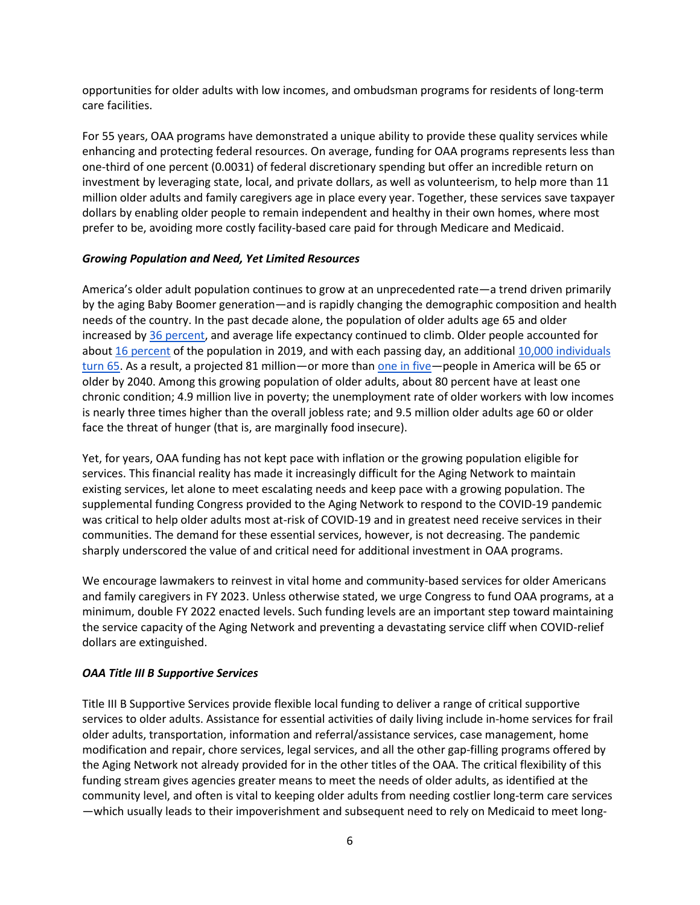opportunities for older adults with low incomes, and ombudsman programs for residents of long-term care facilities.

For 55 years, OAA programs have demonstrated a unique ability to provide these quality services while enhancing and protecting federal resources. On average, funding for OAA programs represents less than one-third of one percent (0.0031) of federal discretionary spending but offer an incredible return on investment by leveraging state, local, and private dollars, as well as volunteerism, to help more than 11 million older adults and family caregivers age in place every year. Together, these services save taxpayer dollars by enabling older people to remain independent and healthy in their own homes, where most prefer to be, avoiding more costly facility-based care paid for through Medicare and Medicaid.

***Growing Population and Need, Yet Limited Resources***

America's older adult population continues to grow at an unprecedented rate—a trend driven primarily by the aging Baby Boomer generation—and is rapidly changing the demographic composition and health needs of the country. In the past decade alone, the population of older adults age 65 and older increased by 36 percent, and average life expectancy continued to climb. Older people accounted for about 16 percent of the population in 2019, and with each passing day, an additional 10,000 individuals turn 65. As a result, a projected 81 million—or more than one in five—people in America will be 65 or older by 2040. Among this growing population of older adults, about 80 percent have at least one chronic condition; 4.9 million live in poverty; the unemployment rate of older workers with low incomes is nearly three times higher than the overall jobless rate; and 9.5 million older adults age 60 or older face the threat of hunger (that is, are marginally food insecure).

Yet, for years, OAA funding has not kept pace with inflation or the growing population eligible for services. This financial reality has made it increasingly difficult for the Aging Network to maintain existing services, let alone to meet escalating needs and keep pace with a growing population. The supplemental funding Congress provided to the Aging Network to respond to the COVID-19 pandemic was critical to help older adults most at-risk of COVID-19 and in greatest need receive services in their communities. The demand for these essential services, however, is not decreasing. The pandemic sharply underscored the value of and critical need for additional investment in OAA programs.

We encourage lawmakers to reinvest in vital home and community-based services for older Americans and family caregivers in FY 2023. Unless otherwise stated, we urge Congress to fund OAA programs, at a minimum, double FY 2022 enacted levels. Such funding levels are an important step toward maintaining the service capacity of the Aging Network and preventing a devastating service cliff when COVID-relief dollars are extinguished.

***OAA Title III B Supportive Services***

Title III B Supportive Services provide flexible local funding to deliver a range of critical supportive services to older adults. Assistance for essential activities of daily living include in-home services for frail older adults, transportation, information and referral/assistance services, case management, home modification and repair, chore services, legal services, and all the other gap-filling programs offered by the Aging Network not already provided for in the other titles of the OAA. The critical flexibility of this funding stream gives agencies greater means to meet the needs of older adults, as identified at the community level, and often is vital to keeping older adults from needing costlier long-term care services —which usually leads to their impoverishment and subsequent need to rely on Medicaid to meet long-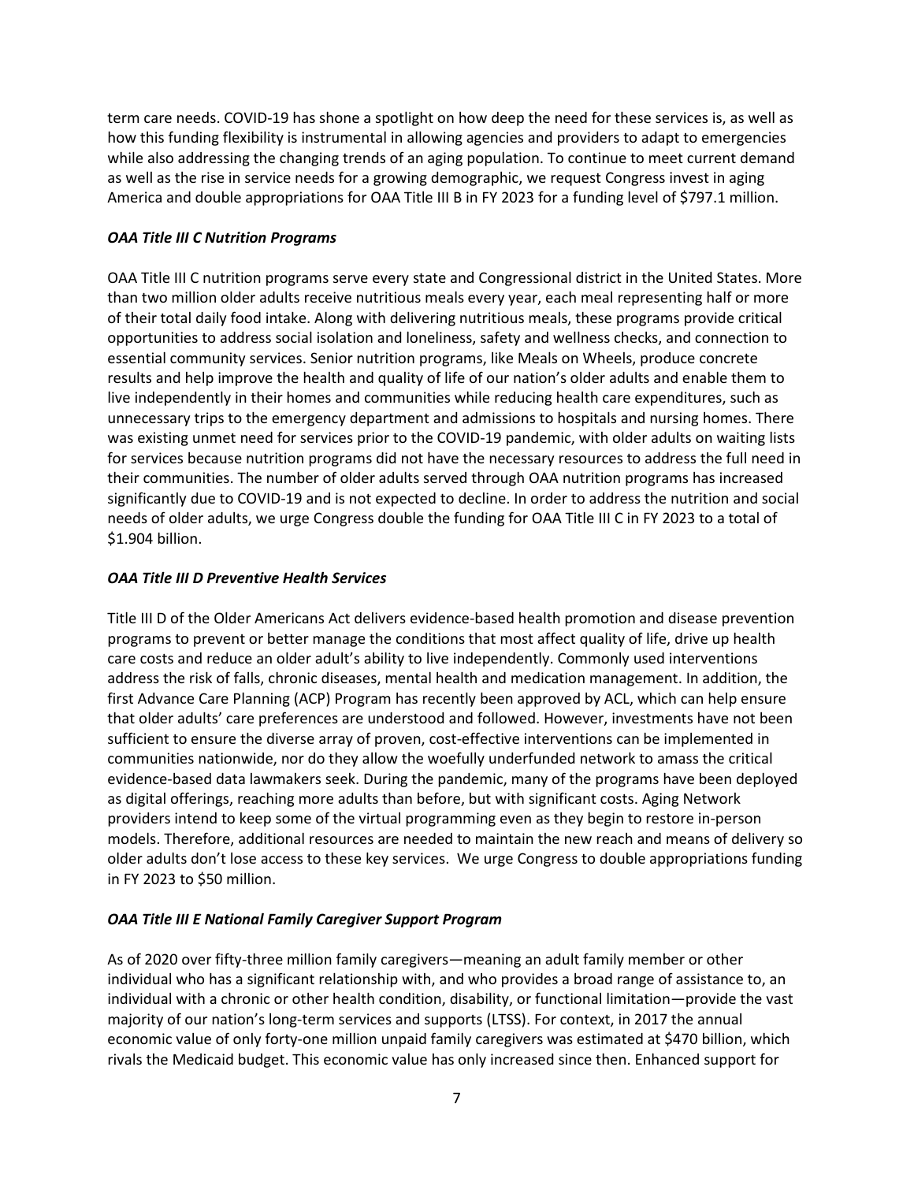term care needs. COVID-19 has shone a spotlight on how deep the need for these services is, as well as how this funding flexibility is instrumental in allowing agencies and providers to adapt to emergencies while also addressing the changing trends of an aging population. To continue to meet current demand as well as the rise in service needs for a growing demographic, we request Congress invest in aging America and double appropriations for OAA Title III B in FY 2023 for a funding level of $797.1 million.

### *OAA Title III C Nutrition Programs*

OAA Title III C nutrition programs serve every state and Congressional district in the United States. More than two million older adults receive nutritious meals every year, each meal representing half or more of their total daily food intake. Along with delivering nutritious meals, these programs provide critical opportunities to address social isolation and loneliness, safety and wellness checks, and connection to essential community services. Senior nutrition programs, like Meals on Wheels, produce concrete results and help improve the health and quality of life of our nation's older adults and enable them to live independently in their homes and communities while reducing health care expenditures, such as unnecessary trips to the emergency department and admissions to hospitals and nursing homes. There was existing unmet need for services prior to the COVID-19 pandemic, with older adults on waiting lists for services because nutrition programs did not have the necessary resources to address the full need in their communities. The number of older adults served through OAA nutrition programs has increased significantly due to COVID-19 and is not expected to decline. In order to address the nutrition and social needs of older adults, we urge Congress double the funding for OAA Title III C in FY 2023 to a total of $1.904 billion.

### *OAA Title III D Preventive Health Services*

Title III D of the Older Americans Act delivers evidence-based health promotion and disease prevention programs to prevent or better manage the conditions that most affect quality of life, drive up health care costs and reduce an older adult's ability to live independently. Commonly used interventions address the risk of falls, chronic diseases, mental health and medication management. In addition, the first Advance Care Planning (ACP) Program has recently been approved by ACL, which can help ensure that older adults' care preferences are understood and followed. However, investments have not been sufficient to ensure the diverse array of proven, cost-effective interventions can be implemented in communities nationwide, nor do they allow the woefully underfunded network to amass the critical evidence-based data lawmakers seek. During the pandemic, many of the programs have been deployed as digital offerings, reaching more adults than before, but with significant costs. Aging Network providers intend to keep some of the virtual programming even as they begin to restore in-person models. Therefore, additional resources are needed to maintain the new reach and means of delivery so older adults don't lose access to these key services. We urge Congress to double appropriations funding in FY 2023 to $50 million.

### *OAA Title III E National Family Caregiver Support Program*

As of 2020 over fifty-three million family caregivers—meaning an adult family member or other individual who has a significant relationship with, and who provides a broad range of assistance to, an individual with a chronic or other health condition, disability, or functional limitation—provide the vast majority of our nation's long-term services and supports (LTSS). For context, in 2017 the annual economic value of only forty-one million unpaid family caregivers was estimated at $470 billion, which rivals the Medicaid budget. This economic value has only increased since then. Enhanced support for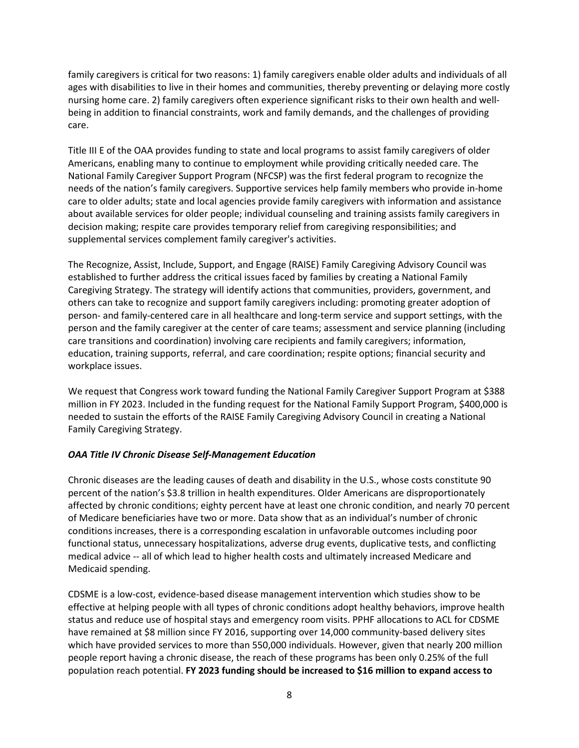family caregivers is critical for two reasons: 1) family caregivers enable older adults and individuals of all ages with disabilities to live in their homes and communities, thereby preventing or delaying more costly nursing home care. 2) family caregivers often experience significant risks to their own health and well-being in addition to financial constraints, work and family demands, and the challenges of providing care.

Title III E of the OAA provides funding to state and local programs to assist family caregivers of older Americans, enabling many to continue to employment while providing critically needed care. The National Family Caregiver Support Program (NFCSP) was the first federal program to recognize the needs of the nation's family caregivers. Supportive services help family members who provide in-home care to older adults; state and local agencies provide family caregivers with information and assistance about available services for older people; individual counseling and training assists family caregivers in decision making; respite care provides temporary relief from caregiving responsibilities; and supplemental services complement family caregiver's activities.

The Recognize, Assist, Include, Support, and Engage (RAISE) Family Caregiving Advisory Council was established to further address the critical issues faced by families by creating a National Family Caregiving Strategy. The strategy will identify actions that communities, providers, government, and others can take to recognize and support family caregivers including: promoting greater adoption of person- and family-centered care in all healthcare and long-term service and support settings, with the person and the family caregiver at the center of care teams; assessment and service planning (including care transitions and coordination) involving care recipients and family caregivers; information, education, training supports, referral, and care coordination; respite options; financial security and workplace issues.

We request that Congress work toward funding the National Family Caregiver Support Program at $388 million in FY 2023. Included in the funding request for the National Family Support Program, $400,000 is needed to sustain the efforts of the RAISE Family Caregiving Advisory Council in creating a National Family Caregiving Strategy.

***OAA Title IV Chronic Disease Self-Management Education***

Chronic diseases are the leading causes of death and disability in the U.S., whose costs constitute 90 percent of the nation's $3.8 trillion in health expenditures. Older Americans are disproportionately affected by chronic conditions; eighty percent have at least one chronic condition, and nearly 70 percent of Medicare beneficiaries have two or more. Data show that as an individual's number of chronic conditions increases, there is a corresponding escalation in unfavorable outcomes including poor functional status, unnecessary hospitalizations, adverse drug events, duplicative tests, and conflicting medical advice -- all of which lead to higher health costs and ultimately increased Medicare and Medicaid spending.

CDSME is a low-cost, evidence-based disease management intervention which studies show to be effective at helping people with all types of chronic conditions adopt healthy behaviors, improve health status and reduce use of hospital stays and emergency room visits. PPHF allocations to ACL for CDSME have remained at $8 million since FY 2016, supporting over 14,000 community-based delivery sites which have provided services to more than 550,000 individuals. However, given that nearly 200 million people report having a chronic disease, the reach of these programs has been only 0.25% of the full population reach potential. **FY 2023 funding should be increased to $16 million to expand access to**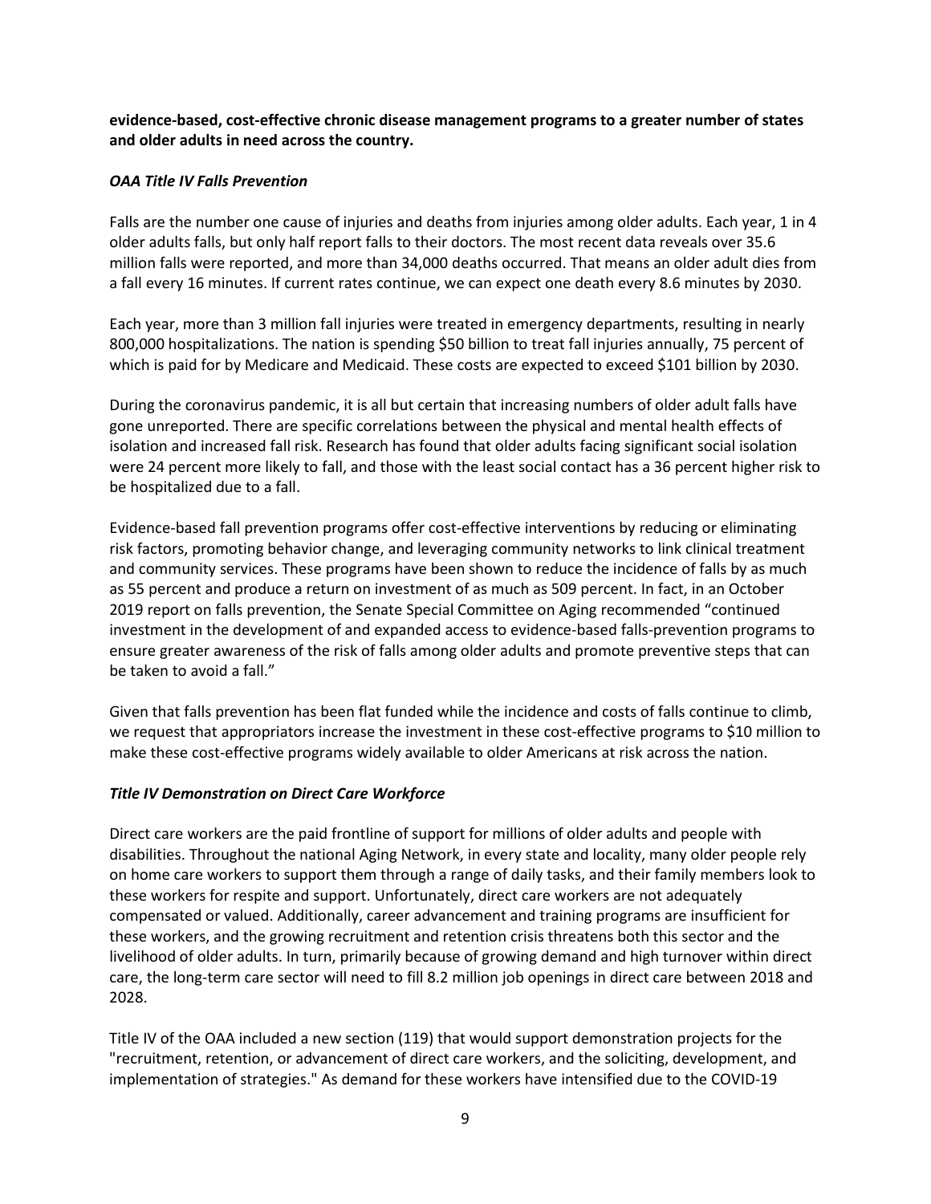**evidence-based, cost-effective chronic disease management programs to a greater number of states and older adults in need across the country.**

***OAA Title IV Falls Prevention***

Falls are the number one cause of injuries and deaths from injuries among older adults. Each year, 1 in 4 older adults falls, but only half report falls to their doctors. The most recent data reveals over 35.6 million falls were reported, and more than 34,000 deaths occurred. That means an older adult dies from a fall every 16 minutes. If current rates continue, we can expect one death every 8.6 minutes by 2030.

Each year, more than 3 million fall injuries were treated in emergency departments, resulting in nearly 800,000 hospitalizations. The nation is spending $50 billion to treat fall injuries annually, 75 percent of which is paid for by Medicare and Medicaid. These costs are expected to exceed $101 billion by 2030.

During the coronavirus pandemic, it is all but certain that increasing numbers of older adult falls have gone unreported. There are specific correlations between the physical and mental health effects of isolation and increased fall risk. Research has found that older adults facing significant social isolation were 24 percent more likely to fall, and those with the least social contact has a 36 percent higher risk to be hospitalized due to a fall.

Evidence-based fall prevention programs offer cost-effective interventions by reducing or eliminating risk factors, promoting behavior change, and leveraging community networks to link clinical treatment and community services. These programs have been shown to reduce the incidence of falls by as much as 55 percent and produce a return on investment of as much as 509 percent. In fact, in an October 2019 report on falls prevention, the Senate Special Committee on Aging recommended "continued investment in the development of and expanded access to evidence-based falls-prevention programs to ensure greater awareness of the risk of falls among older adults and promote preventive steps that can be taken to avoid a fall."

Given that falls prevention has been flat funded while the incidence and costs of falls continue to climb, we request that appropriators increase the investment in these cost-effective programs to $10 million to make these cost-effective programs widely available to older Americans at risk across the nation.

***Title IV Demonstration on Direct Care Workforce***

Direct care workers are the paid frontline of support for millions of older adults and people with disabilities. Throughout the national Aging Network, in every state and locality, many older people rely on home care workers to support them through a range of daily tasks, and their family members look to these workers for respite and support. Unfortunately, direct care workers are not adequately compensated or valued. Additionally, career advancement and training programs are insufficient for these workers, and the growing recruitment and retention crisis threatens both this sector and the livelihood of older adults. In turn, primarily because of growing demand and high turnover within direct care, the long-term care sector will need to fill 8.2 million job openings in direct care between 2018 and 2028.

Title IV of the OAA included a new section (119) that would support demonstration projects for the "recruitment, retention, or advancement of direct care workers, and the soliciting, development, and implementation of strategies." As demand for these workers have intensified due to the COVID-19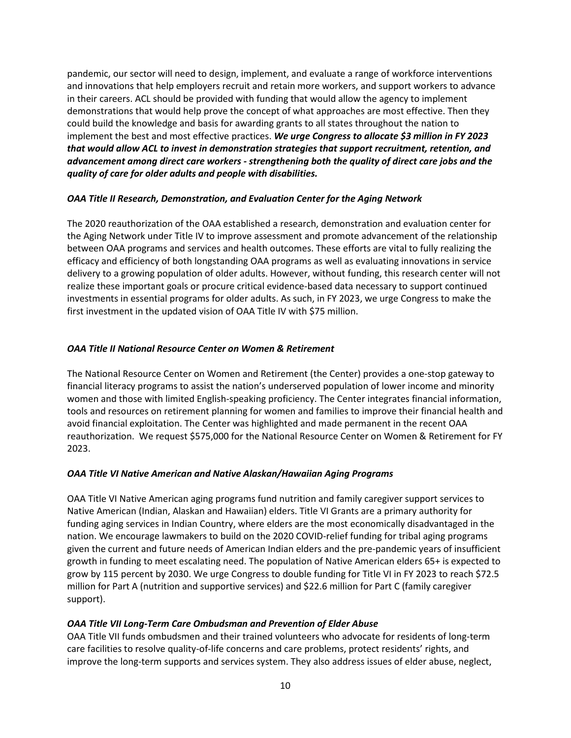pandemic, our sector will need to design, implement, and evaluate a range of workforce interventions and innovations that help employers recruit and retain more workers, and support workers to advance in their careers. ACL should be provided with funding that would allow the agency to implement demonstrations that would help prove the concept of what approaches are most effective. Then they could build the knowledge and basis for awarding grants to all states throughout the nation to implement the best and most effective practices. ***We urge Congress to allocate $3 million in FY 2023 that would allow ACL to invest in demonstration strategies that support recruitment, retention, and advancement among direct care workers - strengthening both the quality of direct care jobs and the quality of care for older adults and people with disabilities.***

### *OAA Title II Research, Demonstration, and Evaluation Center for the Aging Network*

The 2020 reauthorization of the OAA established a research, demonstration and evaluation center for the Aging Network under Title IV to improve assessment and promote advancement of the relationship between OAA programs and services and health outcomes. These efforts are vital to fully realizing the efficacy and efficiency of both longstanding OAA programs as well as evaluating innovations in service delivery to a growing population of older adults. However, without funding, this research center will not realize these important goals or procure critical evidence-based data necessary to support continued investments in essential programs for older adults. As such, in FY 2023, we urge Congress to make the first investment in the updated vision of OAA Title IV with $75 million.

### *OAA Title II National Resource Center on Women & Retirement*

The National Resource Center on Women and Retirement (the Center) provides a one-stop gateway to financial literacy programs to assist the nation's underserved population of lower income and minority women and those with limited English-speaking proficiency. The Center integrates financial information, tools and resources on retirement planning for women and families to improve their financial health and avoid financial exploitation. The Center was highlighted and made permanent in the recent OAA reauthorization. We request $575,000 for the National Resource Center on Women & Retirement for FY 2023.

### *OAA Title VI Native American and Native Alaskan/Hawaiian Aging Programs*

OAA Title VI Native American aging programs fund nutrition and family caregiver support services to Native American (Indian, Alaskan and Hawaiian) elders. Title VI Grants are a primary authority for funding aging services in Indian Country, where elders are the most economically disadvantaged in the nation. We encourage lawmakers to build on the 2020 COVID-relief funding for tribal aging programs given the current and future needs of American Indian elders and the pre-pandemic years of insufficient growth in funding to meet escalating need. The population of Native American elders 65+ is expected to grow by 115 percent by 2030. We urge Congress to double funding for Title VI in FY 2023 to reach $72.5 million for Part A (nutrition and supportive services) and $22.6 million for Part C (family caregiver support).

### *OAA Title VII Long-Term Care Ombudsman and Prevention of Elder Abuse*

OAA Title VII funds ombudsmen and their trained volunteers who advocate for residents of long-term care facilities to resolve quality-of-life concerns and care problems, protect residents' rights, and improve the long-term supports and services system. They also address issues of elder abuse, neglect,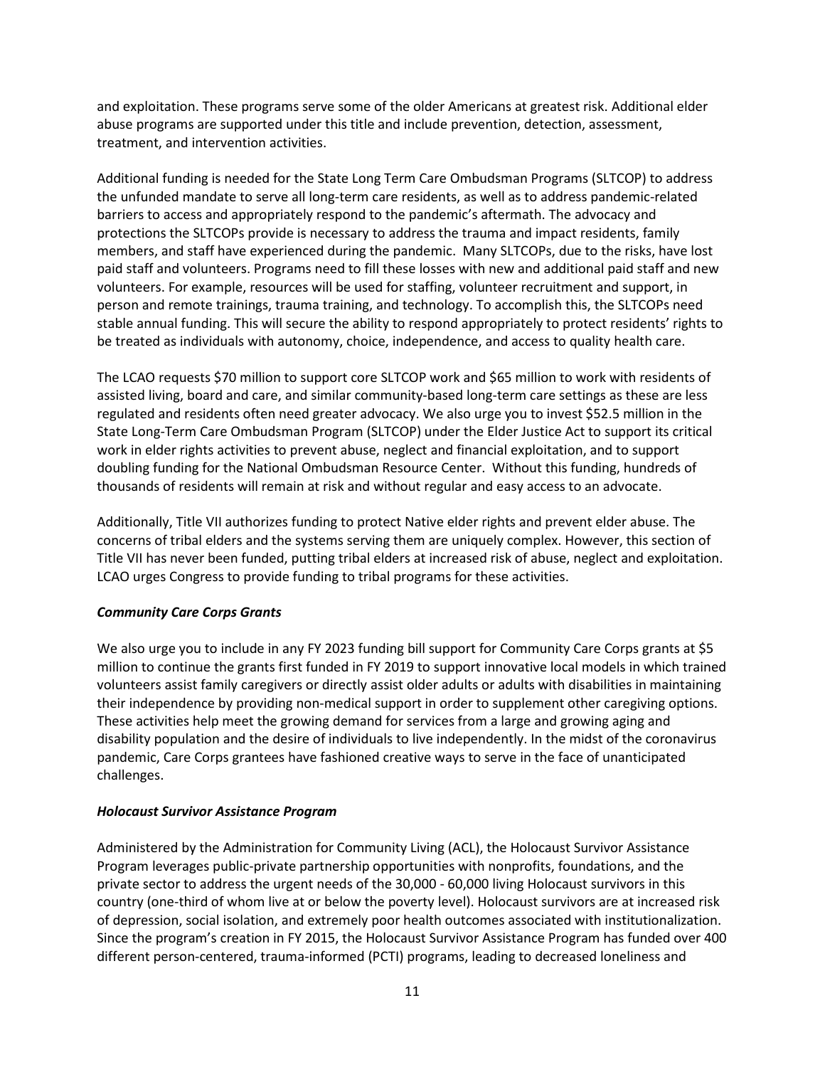and exploitation. These programs serve some of the older Americans at greatest risk. Additional elder abuse programs are supported under this title and include prevention, detection, assessment, treatment, and intervention activities.

Additional funding is needed for the State Long Term Care Ombudsman Programs (SLTCOP) to address the unfunded mandate to serve all long-term care residents, as well as to address pandemic-related barriers to access and appropriately respond to the pandemic's aftermath. The advocacy and protections the SLTCOPs provide is necessary to address the trauma and impact residents, family members, and staff have experienced during the pandemic. Many SLTCOPs, due to the risks, have lost paid staff and volunteers. Programs need to fill these losses with new and additional paid staff and new volunteers. For example, resources will be used for staffing, volunteer recruitment and support, in person and remote trainings, trauma training, and technology. To accomplish this, the SLTCOPs need stable annual funding. This will secure the ability to respond appropriately to protect residents' rights to be treated as individuals with autonomy, choice, independence, and access to quality health care.

The LCAO requests $70 million to support core SLTCOP work and $65 million to work with residents of assisted living, board and care, and similar community-based long-term care settings as these are less regulated and residents often need greater advocacy. We also urge you to invest $52.5 million in the State Long-Term Care Ombudsman Program (SLTCOP) under the Elder Justice Act to support its critical work in elder rights activities to prevent abuse, neglect and financial exploitation, and to support doubling funding for the National Ombudsman Resource Center. Without this funding, hundreds of thousands of residents will remain at risk and without regular and easy access to an advocate.

Additionally, Title VII authorizes funding to protect Native elder rights and prevent elder abuse. The concerns of tribal elders and the systems serving them are uniquely complex. However, this section of Title VII has never been funded, putting tribal elders at increased risk of abuse, neglect and exploitation. LCAO urges Congress to provide funding to tribal programs for these activities.

***Community Care Corps Grants***

We also urge you to include in any FY 2023 funding bill support for Community Care Corps grants at $5 million to continue the grants first funded in FY 2019 to support innovative local models in which trained volunteers assist family caregivers or directly assist older adults or adults with disabilities in maintaining their independence by providing non-medical support in order to supplement other caregiving options. These activities help meet the growing demand for services from a large and growing aging and disability population and the desire of individuals to live independently. In the midst of the coronavirus pandemic, Care Corps grantees have fashioned creative ways to serve in the face of unanticipated challenges.

***Holocaust Survivor Assistance Program***

Administered by the Administration for Community Living (ACL), the Holocaust Survivor Assistance Program leverages public-private partnership opportunities with nonprofits, foundations, and the private sector to address the urgent needs of the 30,000 - 60,000 living Holocaust survivors in this country (one-third of whom live at or below the poverty level). Holocaust survivors are at increased risk of depression, social isolation, and extremely poor health outcomes associated with institutionalization. Since the program's creation in FY 2015, the Holocaust Survivor Assistance Program has funded over 400 different person-centered, trauma-informed (PCTI) programs, leading to decreased loneliness and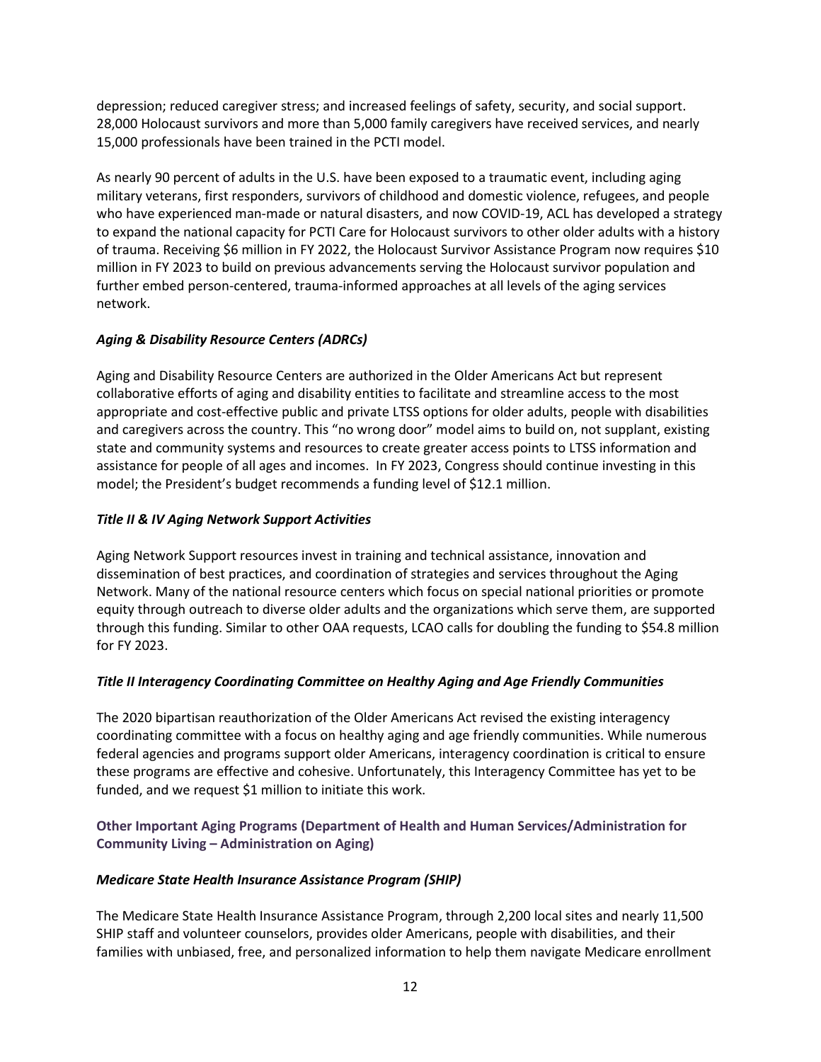depression; reduced caregiver stress; and increased feelings of safety, security, and social support. 28,000 Holocaust survivors and more than 5,000 family caregivers have received services, and nearly 15,000 professionals have been trained in the PCTI model.

As nearly 90 percent of adults in the U.S. have been exposed to a traumatic event, including aging military veterans, first responders, survivors of childhood and domestic violence, refugees, and people who have experienced man-made or natural disasters, and now COVID-19, ACL has developed a strategy to expand the national capacity for PCTI Care for Holocaust survivors to other older adults with a history of trauma. Receiving $6 million in FY 2022, the Holocaust Survivor Assistance Program now requires $10 million in FY 2023 to build on previous advancements serving the Holocaust survivor population and further embed person-centered, trauma-informed approaches at all levels of the aging services network.

### *Aging & Disability Resource Centers (ADRCs)*

Aging and Disability Resource Centers are authorized in the Older Americans Act but represent collaborative efforts of aging and disability entities to facilitate and streamline access to the most appropriate and cost-effective public and private LTSS options for older adults, people with disabilities and caregivers across the country. This "no wrong door" model aims to build on, not supplant, existing state and community systems and resources to create greater access points to LTSS information and assistance for people of all ages and incomes. In FY 2023, Congress should continue investing in this model; the President's budget recommends a funding level of $12.1 million.

### *Title II & IV Aging Network Support Activities*

Aging Network Support resources invest in training and technical assistance, innovation and dissemination of best practices, and coordination of strategies and services throughout the Aging Network. Many of the national resource centers which focus on special national priorities or promote equity through outreach to diverse older adults and the organizations which serve them, are supported through this funding. Similar to other OAA requests, LCAO calls for doubling the funding to $54.8 million for FY 2023.

### *Title II Interagency Coordinating Committee on Healthy Aging and Age Friendly Communities*

The 2020 bipartisan reauthorization of the Older Americans Act revised the existing interagency coordinating committee with a focus on healthy aging and age friendly communities. While numerous federal agencies and programs support older Americans, interagency coordination is critical to ensure these programs are effective and cohesive. Unfortunately, this Interagency Committee has yet to be funded, and we request $1 million to initiate this work.

## Other Important Aging Programs (Department of Health and Human Services/Administration for Community Living – Administration on Aging)

### *Medicare State Health Insurance Assistance Program (SHIP)*

The Medicare State Health Insurance Assistance Program, through 2,200 local sites and nearly 11,500 SHIP staff and volunteer counselors, provides older Americans, people with disabilities, and their families with unbiased, free, and personalized information to help them navigate Medicare enrollment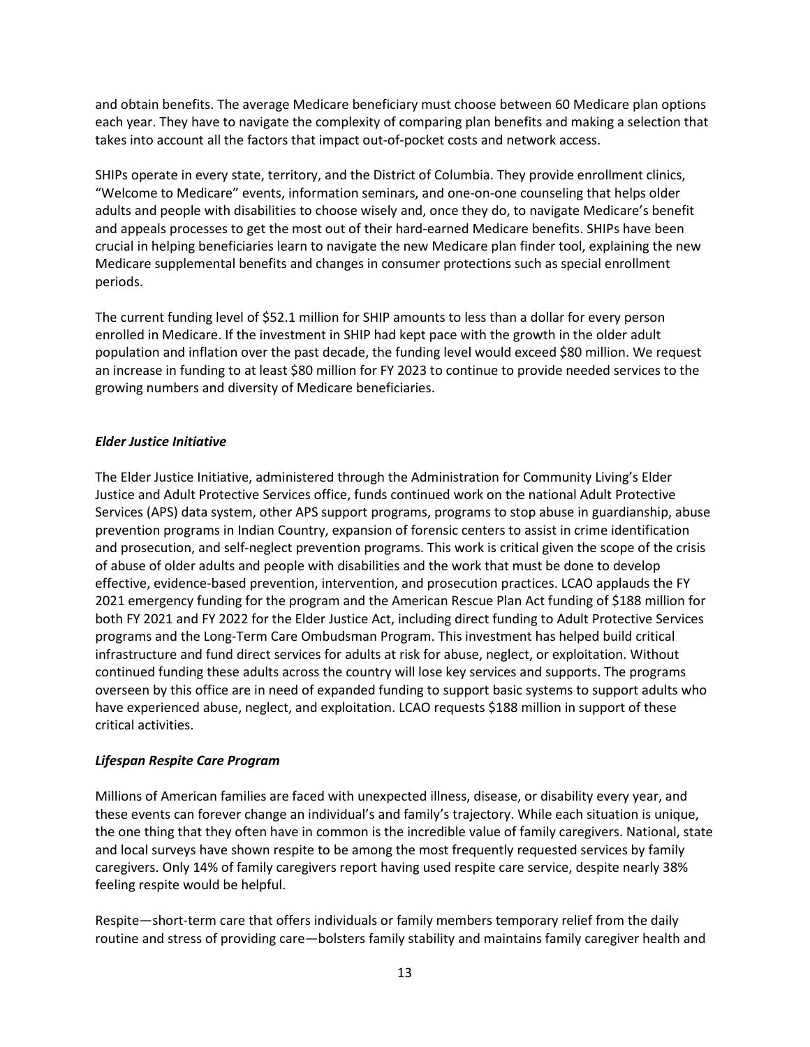and obtain benefits. The average Medicare beneficiary must choose between 60 Medicare plan options each year. They have to navigate the complexity of comparing plan benefits and making a selection that takes into account all the factors that impact out-of-pocket costs and network access.

SHIPs operate in every state, territory, and the District of Columbia. They provide enrollment clinics, "Welcome to Medicare" events, information seminars, and one-on-one counseling that helps older adults and people with disabilities to choose wisely and, once they do, to navigate Medicare's benefit and appeals processes to get the most out of their hard-earned Medicare benefits. SHIPs have been crucial in helping beneficiaries learn to navigate the new Medicare plan finder tool, explaining the new Medicare supplemental benefits and changes in consumer protections such as special enrollment periods.

The current funding level of $52.1 million for SHIP amounts to less than a dollar for every person enrolled in Medicare. If the investment in SHIP had kept pace with the growth in the older adult population and inflation over the past decade, the funding level would exceed $80 million. We request an increase in funding to at least $80 million for FY 2023 to continue to provide needed services to the growing numbers and diversity of Medicare beneficiaries.

### *Elder Justice Initiative*

The Elder Justice Initiative, administered through the Administration for Community Living's Elder Justice and Adult Protective Services office, funds continued work on the national Adult Protective Services (APS) data system, other APS support programs, programs to stop abuse in guardianship, abuse prevention programs in Indian Country, expansion of forensic centers to assist in crime identification and prosecution, and self-neglect prevention programs. This work is critical given the scope of the crisis of abuse of older adults and people with disabilities and the work that must be done to develop effective, evidence-based prevention, intervention, and prosecution practices. LCAO applauds the FY 2021 emergency funding for the program and the American Rescue Plan Act funding of $188 million for both FY 2021 and FY 2022 for the Elder Justice Act, including direct funding to Adult Protective Services programs and the Long-Term Care Ombudsman Program. This investment has helped build critical infrastructure and fund direct services for adults at risk for abuse, neglect, or exploitation. Without continued funding these adults across the country will lose key services and supports. The programs overseen by this office are in need of expanded funding to support basic systems to support adults who have experienced abuse, neglect, and exploitation. LCAO requests $188 million in support of these critical activities.

### *Lifespan Respite Care Program*

Millions of American families are faced with unexpected illness, disease, or disability every year, and these events can forever change an individual's and family's trajectory. While each situation is unique, the one thing that they often have in common is the incredible value of family caregivers. National, state and local surveys have shown respite to be among the most frequently requested services by family caregivers. Only 14% of family caregivers report having used respite care service, despite nearly 38% feeling respite would be helpful.

Respite—short-term care that offers individuals or family members temporary relief from the daily routine and stress of providing care—bolsters family stability and maintains family caregiver health and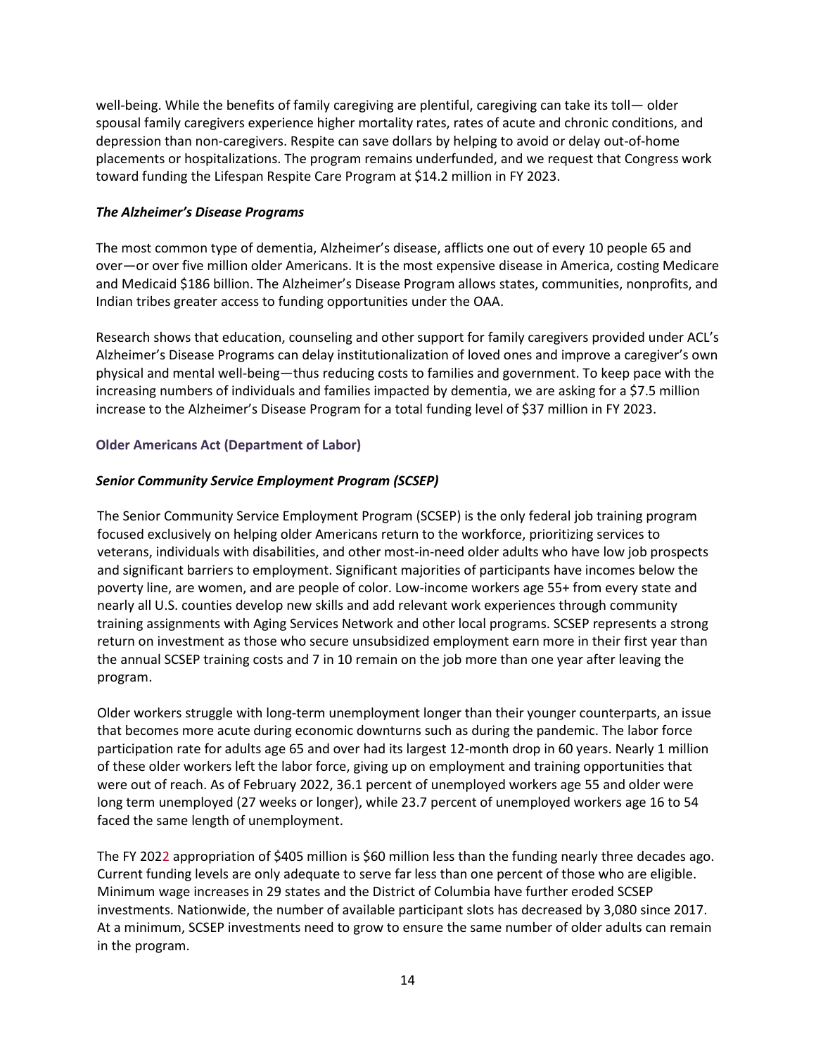well-being. While the benefits of family caregiving are plentiful, caregiving can take its toll— older spousal family caregivers experience higher mortality rates, rates of acute and chronic conditions, and depression than non-caregivers. Respite can save dollars by helping to avoid or delay out-of-home placements or hospitalizations. The program remains underfunded, and we request that Congress work toward funding the Lifespan Respite Care Program at $14.2 million in FY 2023.

***The Alzheimer's Disease Programs***

The most common type of dementia, Alzheimer's disease, afflicts one out of every 10 people 65 and over—or over five million older Americans. It is the most expensive disease in America, costing Medicare and Medicaid $186 billion. The Alzheimer's Disease Program allows states, communities, nonprofits, and Indian tribes greater access to funding opportunities under the OAA.

Research shows that education, counseling and other support for family caregivers provided under ACL's Alzheimer's Disease Programs can delay institutionalization of loved ones and improve a caregiver's own physical and mental well-being—thus reducing costs to families and government. To keep pace with the increasing numbers of individuals and families impacted by dementia, we are asking for a $7.5 million increase to the Alzheimer's Disease Program for a total funding level of $37 million in FY 2023.

## Older Americans Act (Department of Labor)

***Senior Community Service Employment Program (SCSEP)***

The Senior Community Service Employment Program (SCSEP) is the only federal job training program focused exclusively on helping older Americans return to the workforce, prioritizing services to veterans, individuals with disabilities, and other most-in-need older adults who have low job prospects and significant barriers to employment. Significant majorities of participants have incomes below the poverty line, are women, and are people of color. Low-income workers age 55+ from every state and nearly all U.S. counties develop new skills and add relevant work experiences through community training assignments with Aging Services Network and other local programs. SCSEP represents a strong return on investment as those who secure unsubsidized employment earn more in their first year than the annual SCSEP training costs and 7 in 10 remain on the job more than one year after leaving the program.

Older workers struggle with long-term unemployment longer than their younger counterparts, an issue that becomes more acute during economic downturns such as during the pandemic. The labor force participation rate for adults age 65 and over had its largest 12-month drop in 60 years. Nearly 1 million of these older workers left the labor force, giving up on employment and training opportunities that were out of reach. As of February 2022, 36.1 percent of unemployed workers age 55 and older were long term unemployed (27 weeks or longer), while 23.7 percent of unemployed workers age 16 to 54 faced the same length of unemployment.

The FY 2022 appropriation of $405 million is $60 million less than the funding nearly three decades ago. Current funding levels are only adequate to serve far less than one percent of those who are eligible. Minimum wage increases in 29 states and the District of Columbia have further eroded SCSEP investments. Nationwide, the number of available participant slots has decreased by 3,080 since 2017. At a minimum, SCSEP investments need to grow to ensure the same number of older adults can remain in the program.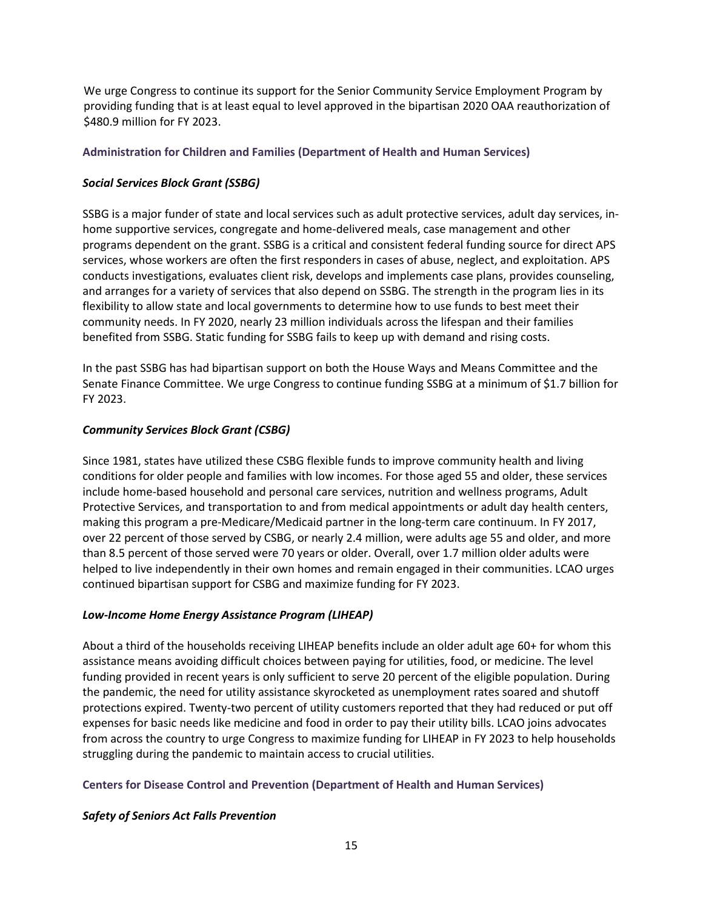We urge Congress to continue its support for the Senior Community Service Employment Program by providing funding that is at least equal to level approved in the bipartisan 2020 OAA reauthorization of $480.9 million for FY 2023.

### Administration for Children and Families (Department of Health and Human Services)

#### *Social Services Block Grant (SSBG)*

SSBG is a major funder of state and local services such as adult protective services, adult day services, in-home supportive services, congregate and home-delivered meals, case management and other programs dependent on the grant. SSBG is a critical and consistent federal funding source for direct APS services, whose workers are often the first responders in cases of abuse, neglect, and exploitation. APS conducts investigations, evaluates client risk, develops and implements case plans, provides counseling, and arranges for a variety of services that also depend on SSBG. The strength in the program lies in its flexibility to allow state and local governments to determine how to use funds to best meet their community needs. In FY 2020, nearly 23 million individuals across the lifespan and their families benefited from SSBG. Static funding for SSBG fails to keep up with demand and rising costs.

In the past SSBG has had bipartisan support on both the House Ways and Means Committee and the Senate Finance Committee. We urge Congress to continue funding SSBG at a minimum of $1.7 billion for FY 2023.

#### *Community Services Block Grant (CSBG)*

Since 1981, states have utilized these CSBG flexible funds to improve community health and living conditions for older people and families with low incomes. For those aged 55 and older, these services include home-based household and personal care services, nutrition and wellness programs, Adult Protective Services, and transportation to and from medical appointments or adult day health centers, making this program a pre-Medicare/Medicaid partner in the long-term care continuum. In FY 2017, over 22 percent of those served by CSBG, or nearly 2.4 million, were adults age 55 and older, and more than 8.5 percent of those served were 70 years or older. Overall, over 1.7 million older adults were helped to live independently in their own homes and remain engaged in their communities. LCAO urges continued bipartisan support for CSBG and maximize funding for FY 2023.

#### *Low-Income Home Energy Assistance Program (LIHEAP)*

About a third of the households receiving LIHEAP benefits include an older adult age 60+ for whom this assistance means avoiding difficult choices between paying for utilities, food, or medicine. The level funding provided in recent years is only sufficient to serve 20 percent of the eligible population. During the pandemic, the need for utility assistance skyrocketed as unemployment rates soared and shutoff protections expired. Twenty-two percent of utility customers reported that they had reduced or put off expenses for basic needs like medicine and food in order to pay their utility bills. LCAO joins advocates from across the country to urge Congress to maximize funding for LIHEAP in FY 2023 to help households struggling during the pandemic to maintain access to crucial utilities.

### Centers for Disease Control and Prevention (Department of Health and Human Services)

#### *Safety of Seniors Act Falls Prevention*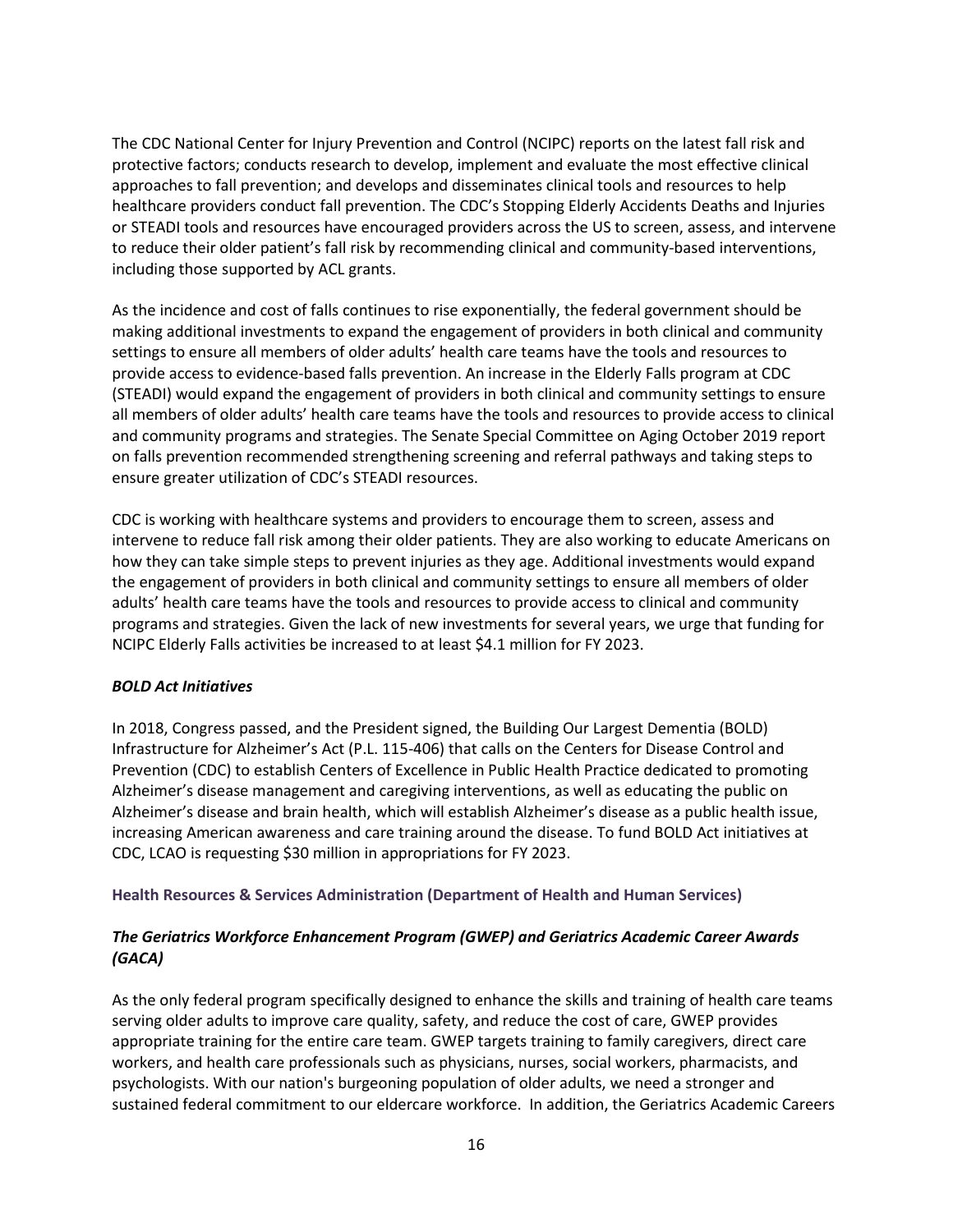The CDC National Center for Injury Prevention and Control (NCIPC) reports on the latest fall risk and protective factors; conducts research to develop, implement and evaluate the most effective clinical approaches to fall prevention; and develops and disseminates clinical tools and resources to help healthcare providers conduct fall prevention. The CDC's Stopping Elderly Accidents Deaths and Injuries or STEADI tools and resources have encouraged providers across the US to screen, assess, and intervene to reduce their older patient's fall risk by recommending clinical and community-based interventions, including those supported by ACL grants.

As the incidence and cost of falls continues to rise exponentially, the federal government should be making additional investments to expand the engagement of providers in both clinical and community settings to ensure all members of older adults' health care teams have the tools and resources to provide access to evidence-based falls prevention. An increase in the Elderly Falls program at CDC (STEADI) would expand the engagement of providers in both clinical and community settings to ensure all members of older adults' health care teams have the tools and resources to provide access to clinical and community programs and strategies. The Senate Special Committee on Aging October 2019 report on falls prevention recommended strengthening screening and referral pathways and taking steps to ensure greater utilization of CDC's STEADI resources.

CDC is working with healthcare systems and providers to encourage them to screen, assess and intervene to reduce fall risk among their older patients. They are also working to educate Americans on how they can take simple steps to prevent injuries as they age. Additional investments would expand the engagement of providers in both clinical and community settings to ensure all members of older adults' health care teams have the tools and resources to provide access to clinical and community programs and strategies. Given the lack of new investments for several years, we urge that funding for NCIPC Elderly Falls activities be increased to at least $4.1 million for FY 2023.

### *BOLD Act Initiatives*

In 2018, Congress passed, and the President signed, the Building Our Largest Dementia (BOLD) Infrastructure for Alzheimer's Act (P.L. 115-406) that calls on the Centers for Disease Control and Prevention (CDC) to establish Centers of Excellence in Public Health Practice dedicated to promoting Alzheimer's disease management and caregiving interventions, as well as educating the public on Alzheimer's disease and brain health, which will establish Alzheimer's disease as a public health issue, increasing American awareness and care training around the disease. To fund BOLD Act initiatives at CDC, LCAO is requesting $30 million in appropriations for FY 2023.

## Health Resources & Services Administration (Department of Health and Human Services)

### *The Geriatrics Workforce Enhancement Program (GWEP) and Geriatrics Academic Career Awards (GACA)*

As the only federal program specifically designed to enhance the skills and training of health care teams serving older adults to improve care quality, safety, and reduce the cost of care, GWEP provides appropriate training for the entire care team. GWEP targets training to family caregivers, direct care workers, and health care professionals such as physicians, nurses, social workers, pharmacists, and psychologists. With our nation's burgeoning population of older adults, we need a stronger and sustained federal commitment to our eldercare workforce. In addition, the Geriatrics Academic Careers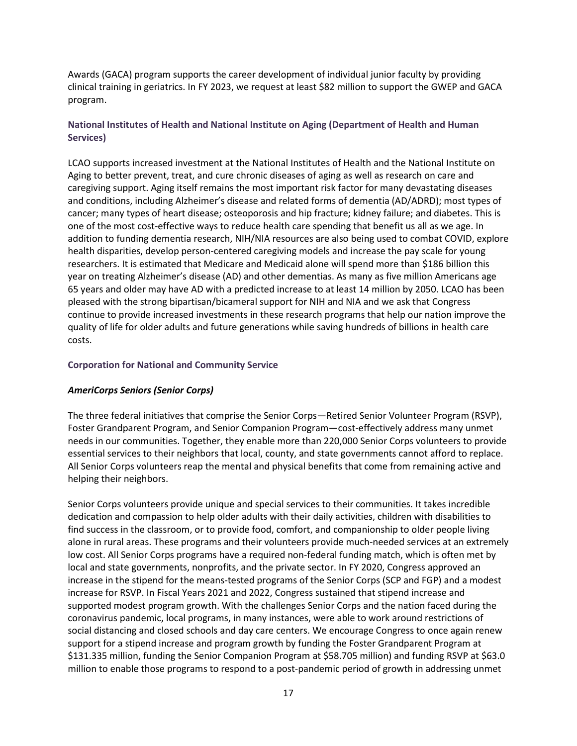Awards (GACA) program supports the career development of individual junior faculty by providing clinical training in geriatrics. In FY 2023, we request at least $82 million to support the GWEP and GACA program.

### National Institutes of Health and National Institute on Aging (Department of Health and Human Services)

LCAO supports increased investment at the National Institutes of Health and the National Institute on Aging to better prevent, treat, and cure chronic diseases of aging as well as research on care and caregiving support. Aging itself remains the most important risk factor for many devastating diseases and conditions, including Alzheimer's disease and related forms of dementia (AD/ADRD); most types of cancer; many types of heart disease; osteoporosis and hip fracture; kidney failure; and diabetes. This is one of the most cost-effective ways to reduce health care spending that benefit us all as we age. In addition to funding dementia research, NIH/NIA resources are also being used to combat COVID, explore health disparities, develop person-centered caregiving models and increase the pay scale for young researchers. It is estimated that Medicare and Medicaid alone will spend more than $186 billion this year on treating Alzheimer's disease (AD) and other dementias. As many as five million Americans age 65 years and older may have AD with a predicted increase to at least 14 million by 2050. LCAO has been pleased with the strong bipartisan/bicameral support for NIH and NIA and we ask that Congress continue to provide increased investments in these research programs that help our nation improve the quality of life for older adults and future generations while saving hundreds of billions in health care costs.

### Corporation for National and Community Service

#### *AmeriCorps Seniors (Senior Corps)*

The three federal initiatives that comprise the Senior Corps—Retired Senior Volunteer Program (RSVP), Foster Grandparent Program, and Senior Companion Program—cost-effectively address many unmet needs in our communities. Together, they enable more than 220,000 Senior Corps volunteers to provide essential services to their neighbors that local, county, and state governments cannot afford to replace. All Senior Corps volunteers reap the mental and physical benefits that come from remaining active and helping their neighbors.

Senior Corps volunteers provide unique and special services to their communities. It takes incredible dedication and compassion to help older adults with their daily activities, children with disabilities to find success in the classroom, or to provide food, comfort, and companionship to older people living alone in rural areas. These programs and their volunteers provide much-needed services at an extremely low cost. All Senior Corps programs have a required non-federal funding match, which is often met by local and state governments, nonprofits, and the private sector. In FY 2020, Congress approved an increase in the stipend for the means-tested programs of the Senior Corps (SCP and FGP) and a modest increase for RSVP. In Fiscal Years 2021 and 2022, Congress sustained that stipend increase and supported modest program growth. With the challenges Senior Corps and the nation faced during the coronavirus pandemic, local programs, in many instances, were able to work around restrictions of social distancing and closed schools and day care centers. We encourage Congress to once again renew support for a stipend increase and program growth by funding the Foster Grandparent Program at $131.335 million, funding the Senior Companion Program at $58.705 million) and funding RSVP at $63.0 million to enable those programs to respond to a post-pandemic period of growth in addressing unmet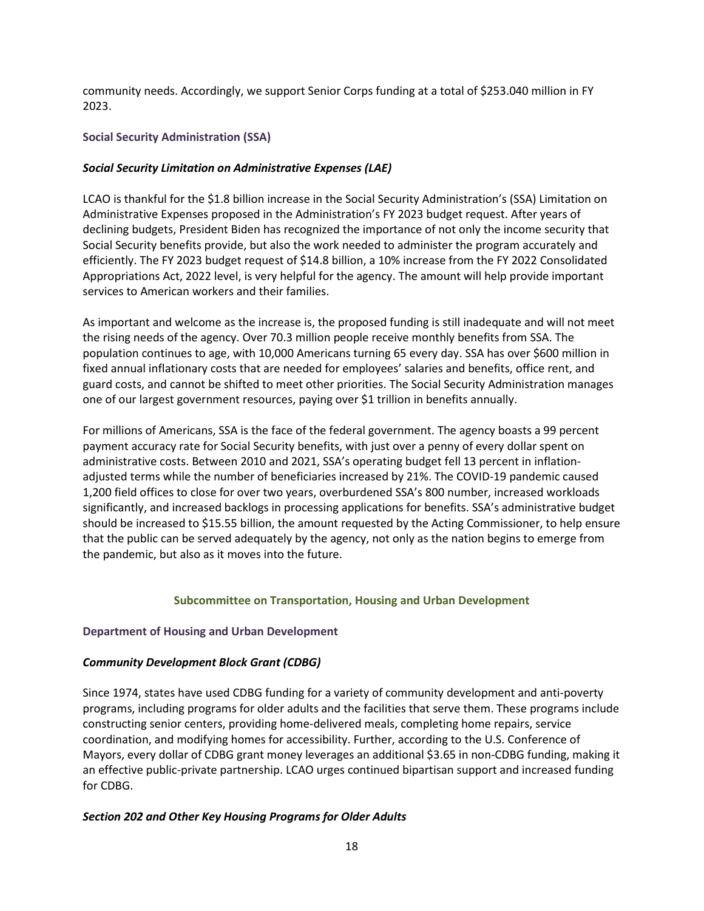community needs. Accordingly, we support Senior Corps funding at a total of $253.040 million in FY 2023.

### Social Security Administration (SSA)

#### *Social Security Limitation on Administrative Expenses (LAE)*

LCAO is thankful for the $1.8 billion increase in the Social Security Administration's (SSA) Limitation on Administrative Expenses proposed in the Administration's FY 2023 budget request. After years of declining budgets, President Biden has recognized the importance of not only the income security that Social Security benefits provide, but also the work needed to administer the program accurately and efficiently. The FY 2023 budget request of $14.8 billion, a 10% increase from the FY 2022 Consolidated Appropriations Act, 2022 level, is very helpful for the agency. The amount will help provide important services to American workers and their families.

As important and welcome as the increase is, the proposed funding is still inadequate and will not meet the rising needs of the agency. Over 70.3 million people receive monthly benefits from SSA. The population continues to age, with 10,000 Americans turning 65 every day. SSA has over $600 million in fixed annual inflationary costs that are needed for employees' salaries and benefits, office rent, and guard costs, and cannot be shifted to meet other priorities. The Social Security Administration manages one of our largest government resources, paying over $1 trillion in benefits annually.

For millions of Americans, SSA is the face of the federal government. The agency boasts a 99 percent payment accuracy rate for Social Security benefits, with just over a penny of every dollar spent on administrative costs. Between 2010 and 2021, SSA's operating budget fell 13 percent in inflation-adjusted terms while the number of beneficiaries increased by 21%. The COVID-19 pandemic caused 1,200 field offices to close for over two years, overburdened SSA's 800 number, increased workloads significantly, and increased backlogs in processing applications for benefits. SSA's administrative budget should be increased to $15.55 billion, the amount requested by the Acting Commissioner, to help ensure that the public can be served adequately by the agency, not only as the nation begins to emerge from the pandemic, but also as it moves into the future.

## Subcommittee on Transportation, Housing and Urban Development

### Department of Housing and Urban Development

#### *Community Development Block Grant (CDBG)*

Since 1974, states have used CDBG funding for a variety of community development and anti-poverty programs, including programs for older adults and the facilities that serve them. These programs include constructing senior centers, providing home-delivered meals, completing home repairs, service coordination, and modifying homes for accessibility. Further, according to the U.S. Conference of Mayors, every dollar of CDBG grant money leverages an additional $3.65 in non-CDBG funding, making it an effective public-private partnership. LCAO urges continued bipartisan support and increased funding for CDBG.

#### *Section 202 and Other Key Housing Programs for Older Adults*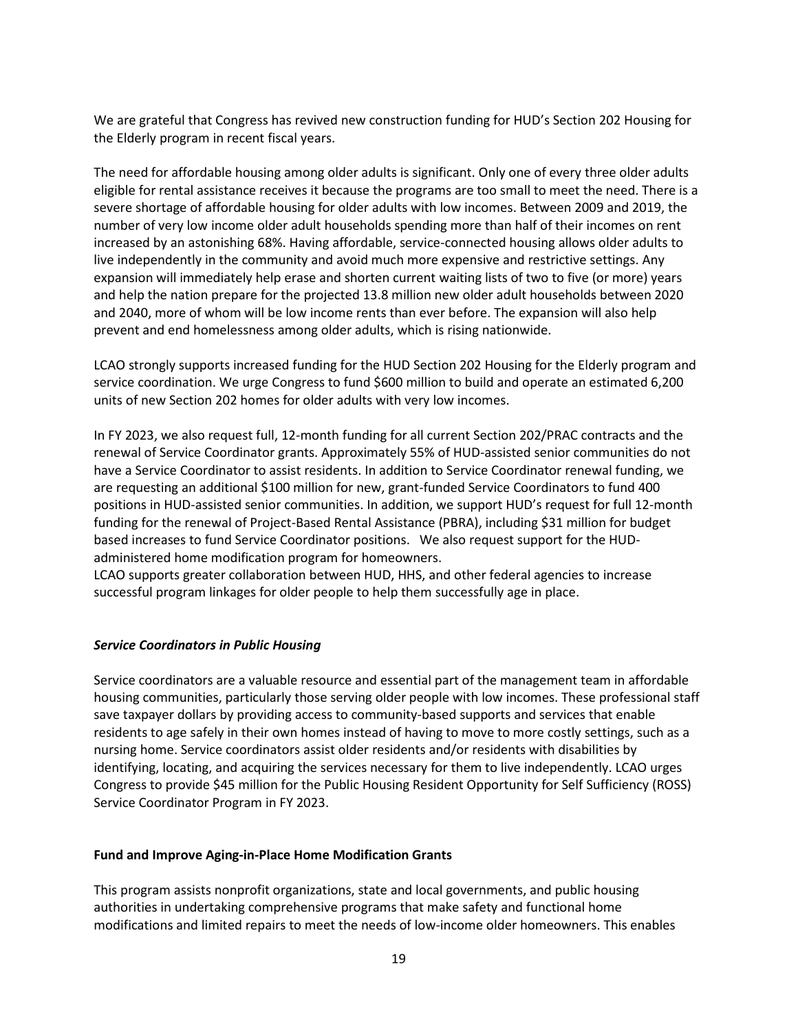We are grateful that Congress has revived new construction funding for HUD's Section 202 Housing for the Elderly program in recent fiscal years.

The need for affordable housing among older adults is significant. Only one of every three older adults eligible for rental assistance receives it because the programs are too small to meet the need. There is a severe shortage of affordable housing for older adults with low incomes. Between 2009 and 2019, the number of very low income older adult households spending more than half of their incomes on rent increased by an astonishing 68%. Having affordable, service-connected housing allows older adults to live independently in the community and avoid much more expensive and restrictive settings. Any expansion will immediately help erase and shorten current waiting lists of two to five (or more) years and help the nation prepare for the projected 13.8 million new older adult households between 2020 and 2040, more of whom will be low income rents than ever before. The expansion will also help prevent and end homelessness among older adults, which is rising nationwide.

LCAO strongly supports increased funding for the HUD Section 202 Housing for the Elderly program and service coordination. We urge Congress to fund $600 million to build and operate an estimated 6,200 units of new Section 202 homes for older adults with very low incomes.

In FY 2023, we also request full, 12-month funding for all current Section 202/PRAC contracts and the renewal of Service Coordinator grants. Approximately 55% of HUD-assisted senior communities do not have a Service Coordinator to assist residents. In addition to Service Coordinator renewal funding, we are requesting an additional $100 million for new, grant-funded Service Coordinators to fund 400 positions in HUD-assisted senior communities. In addition, we support HUD's request for full 12-month funding for the renewal of Project-Based Rental Assistance (PBRA), including $31 million for budget based increases to fund Service Coordinator positions. We also request support for the HUD-administered home modification program for homeowners.
LCAO supports greater collaboration between HUD, HHS, and other federal agencies to increase successful program linkages for older people to help them successfully age in place.

***Service Coordinators in Public Housing***

Service coordinators are a valuable resource and essential part of the management team in affordable housing communities, particularly those serving older people with low incomes. These professional staff save taxpayer dollars by providing access to community-based supports and services that enable residents to age safely in their own homes instead of having to move to more costly settings, such as a nursing home. Service coordinators assist older residents and/or residents with disabilities by identifying, locating, and acquiring the services necessary for them to live independently. LCAO urges Congress to provide $45 million for the Public Housing Resident Opportunity for Self Sufficiency (ROSS) Service Coordinator Program in FY 2023.

**Fund and Improve Aging-in-Place Home Modification Grants**

This program assists nonprofit organizations, state and local governments, and public housing authorities in undertaking comprehensive programs that make safety and functional home modifications and limited repairs to meet the needs of low-income older homeowners. This enables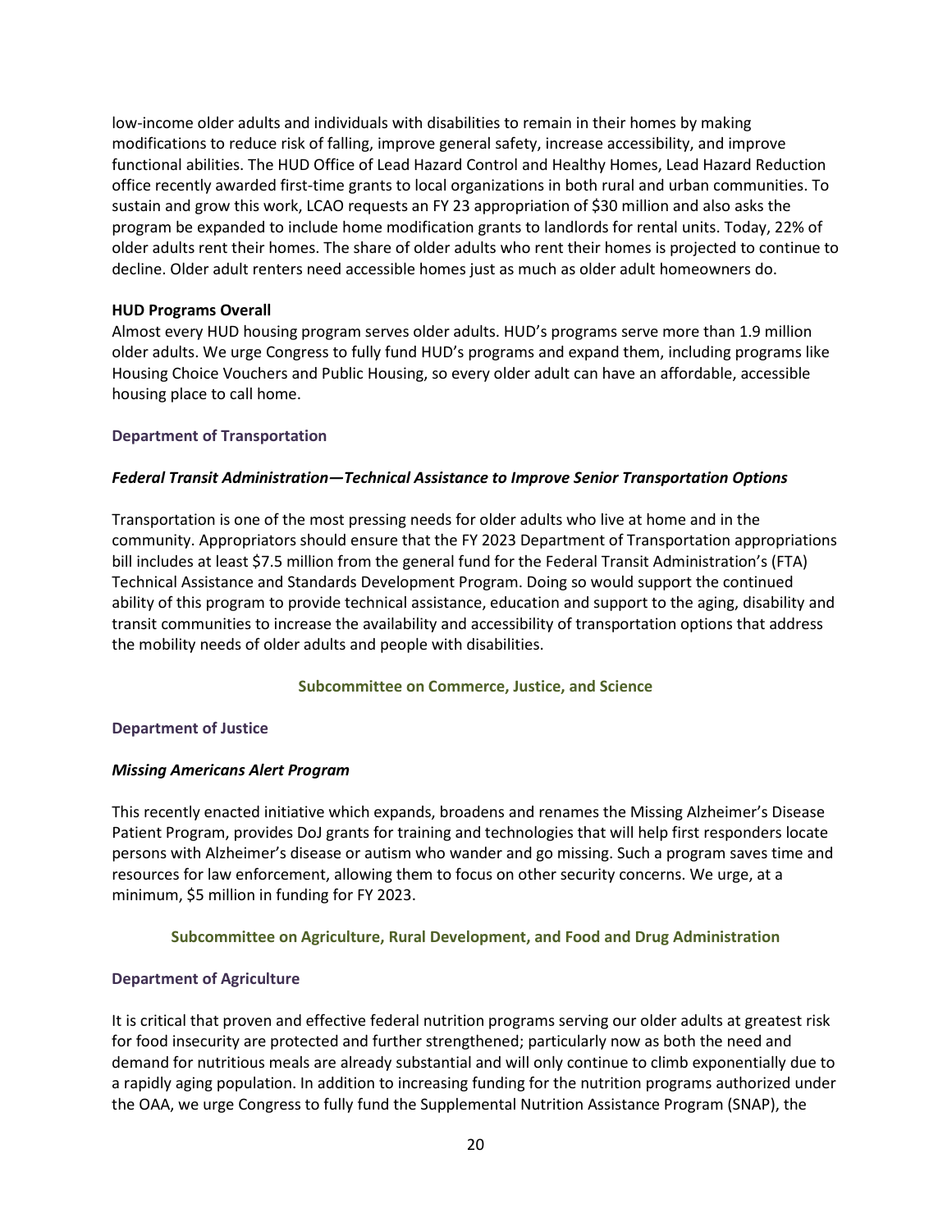low-income older adults and individuals with disabilities to remain in their homes by making modifications to reduce risk of falling, improve general safety, increase accessibility, and improve functional abilities. The HUD Office of Lead Hazard Control and Healthy Homes, Lead Hazard Reduction office recently awarded first-time grants to local organizations in both rural and urban communities. To sustain and grow this work, LCAO requests an FY 23 appropriation of $30 million and also asks the program be expanded to include home modification grants to landlords for rental units. Today, 22% of older adults rent their homes. The share of older adults who rent their homes is projected to continue to decline. Older adult renters need accessible homes just as much as older adult homeowners do.

**HUD Programs Overall**

Almost every HUD housing program serves older adults. HUD's programs serve more than 1.9 million older adults. We urge Congress to fully fund HUD's programs and expand them, including programs like Housing Choice Vouchers and Public Housing, so every older adult can have an affordable, accessible housing place to call home.

### Department of Transportation

***Federal Transit Administration—Technical Assistance to Improve Senior Transportation Options***

Transportation is one of the most pressing needs for older adults who live at home and in the community. Appropriators should ensure that the FY 2023 Department of Transportation appropriations bill includes at least $7.5 million from the general fund for the Federal Transit Administration's (FTA) Technical Assistance and Standards Development Program. Doing so would support the continued ability of this program to provide technical assistance, education and support to the aging, disability and transit communities to increase the availability and accessibility of transportation options that address the mobility needs of older adults and people with disabilities.

## Subcommittee on Commerce, Justice, and Science

### Department of Justice

***Missing Americans Alert Program***

This recently enacted initiative which expands, broadens and renames the Missing Alzheimer's Disease Patient Program, provides DoJ grants for training and technologies that will help first responders locate persons with Alzheimer's disease or autism who wander and go missing. Such a program saves time and resources for law enforcement, allowing them to focus on other security concerns. We urge, at a minimum, $5 million in funding for FY 2023.

## Subcommittee on Agriculture, Rural Development, and Food and Drug Administration

### Department of Agriculture

It is critical that proven and effective federal nutrition programs serving our older adults at greatest risk for food insecurity are protected and further strengthened; particularly now as both the need and demand for nutritious meals are already substantial and will only continue to climb exponentially due to a rapidly aging population. In addition to increasing funding for the nutrition programs authorized under the OAA, we urge Congress to fully fund the Supplemental Nutrition Assistance Program (SNAP), the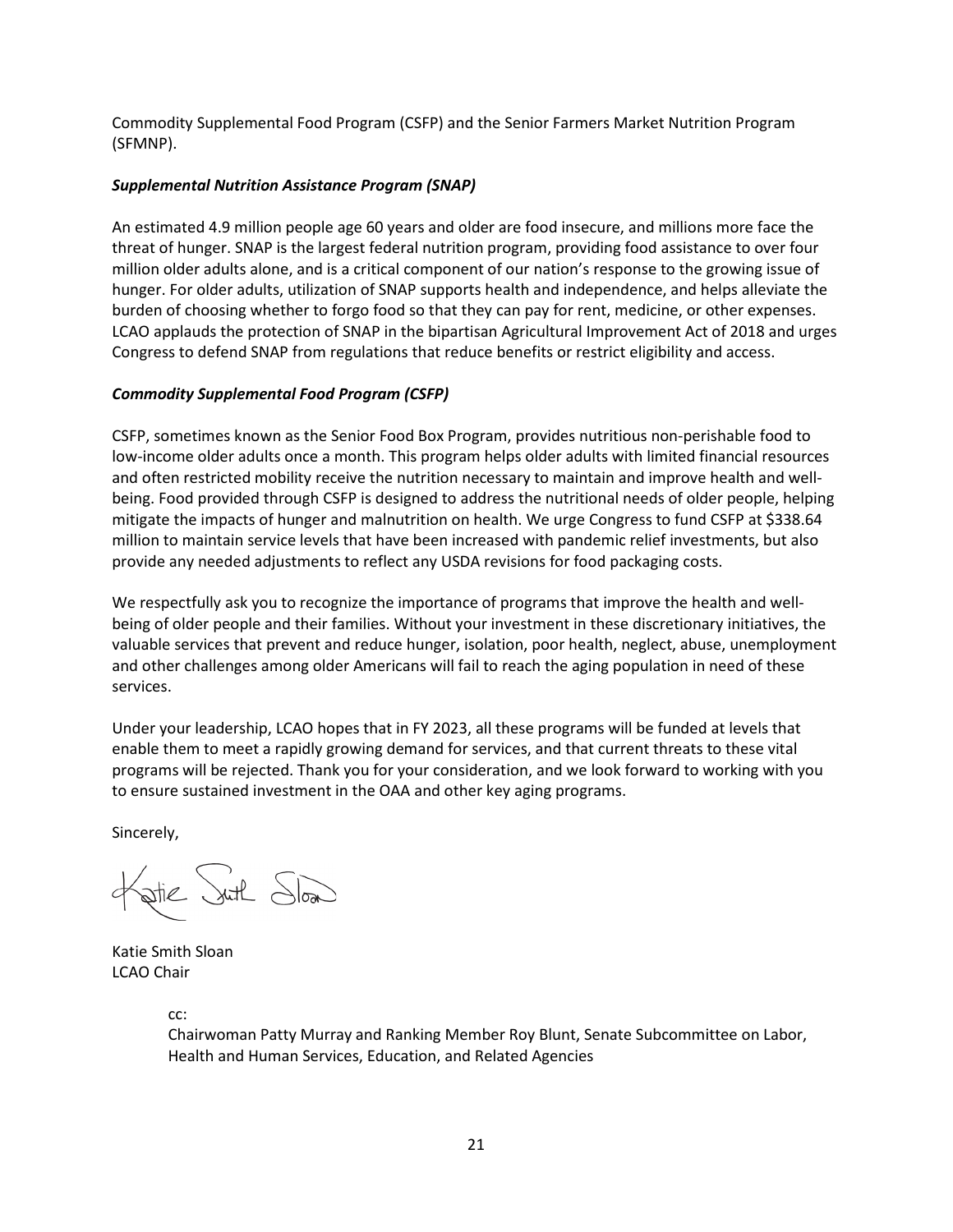Commodity Supplemental Food Program (CSFP) and the Senior Farmers Market Nutrition Program (SFMNP).

***Supplemental Nutrition Assistance Program (SNAP)***

An estimated 4.9 million people age 60 years and older are food insecure, and millions more face the threat of hunger. SNAP is the largest federal nutrition program, providing food assistance to over four million older adults alone, and is a critical component of our nation's response to the growing issue of hunger. For older adults, utilization of SNAP supports health and independence, and helps alleviate the burden of choosing whether to forgo food so that they can pay for rent, medicine, or other expenses. LCAO applauds the protection of SNAP in the bipartisan Agricultural Improvement Act of 2018 and urges Congress to defend SNAP from regulations that reduce benefits or restrict eligibility and access.

***Commodity Supplemental Food Program (CSFP)***

CSFP, sometimes known as the Senior Food Box Program, provides nutritious non-perishable food to low-income older adults once a month. This program helps older adults with limited financial resources and often restricted mobility receive the nutrition necessary to maintain and improve health and well-being. Food provided through CSFP is designed to address the nutritional needs of older people, helping mitigate the impacts of hunger and malnutrition on health. We urge Congress to fund CSFP at $338.64 million to maintain service levels that have been increased with pandemic relief investments, but also provide any needed adjustments to reflect any USDA revisions for food packaging costs.

We respectfully ask you to recognize the importance of programs that improve the health and well-being of older people and their families. Without your investment in these discretionary initiatives, the valuable services that prevent and reduce hunger, isolation, poor health, neglect, abuse, unemployment and other challenges among older Americans will fail to reach the aging population in need of these services.

Under your leadership, LCAO hopes that in FY 2023, all these programs will be funded at levels that enable them to meet a rapidly growing demand for services, and that current threats to these vital programs will be rejected. Thank you for your consideration, and we look forward to working with you to ensure sustained investment in the OAA and other key aging programs.

Sincerely,

Katie Smith Sloan
LCAO Chair

cc:
Chairwoman Patty Murray and Ranking Member Roy Blunt, Senate Subcommittee on Labor, Health and Human Services, Education, and Related Agencies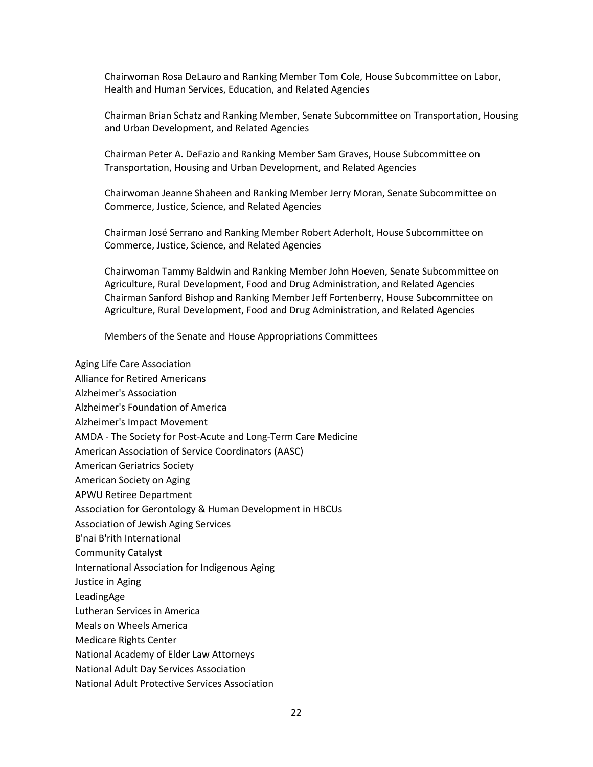Chairwoman Rosa DeLauro and Ranking Member Tom Cole, House Subcommittee on Labor, Health and Human Services, Education, and Related Agencies

Chairman Brian Schatz and Ranking Member, Senate Subcommittee on Transportation, Housing and Urban Development, and Related Agencies

Chairman Peter A. DeFazio and Ranking Member Sam Graves, House Subcommittee on Transportation, Housing and Urban Development, and Related Agencies

Chairwoman Jeanne Shaheen and Ranking Member Jerry Moran, Senate Subcommittee on Commerce, Justice, Science, and Related Agencies

Chairman José Serrano and Ranking Member Robert Aderholt, House Subcommittee on Commerce, Justice, Science, and Related Agencies

Chairwoman Tammy Baldwin and Ranking Member John Hoeven, Senate Subcommittee on Agriculture, Rural Development, Food and Drug Administration, and Related Agencies
Chairman Sanford Bishop and Ranking Member Jeff Fortenberry, House Subcommittee on Agriculture, Rural Development, Food and Drug Administration, and Related Agencies

Members of the Senate and House Appropriations Committees

Aging Life Care Association
Alliance for Retired Americans
Alzheimer's Association
Alzheimer's Foundation of America
Alzheimer's Impact Movement
AMDA - The Society for Post-Acute and Long-Term Care Medicine
American Association of Service Coordinators (AASC)
American Geriatrics Society
American Society on Aging
APWU Retiree Department
Association for Gerontology & Human Development in HBCUs
Association of Jewish Aging Services
B'nai B'rith International
Community Catalyst
International Association for Indigenous Aging
Justice in Aging
LeadingAge
Lutheran Services in America
Meals on Wheels America
Medicare Rights Center
National Academy of Elder Law Attorneys
National Adult Day Services Association
National Adult Protective Services Association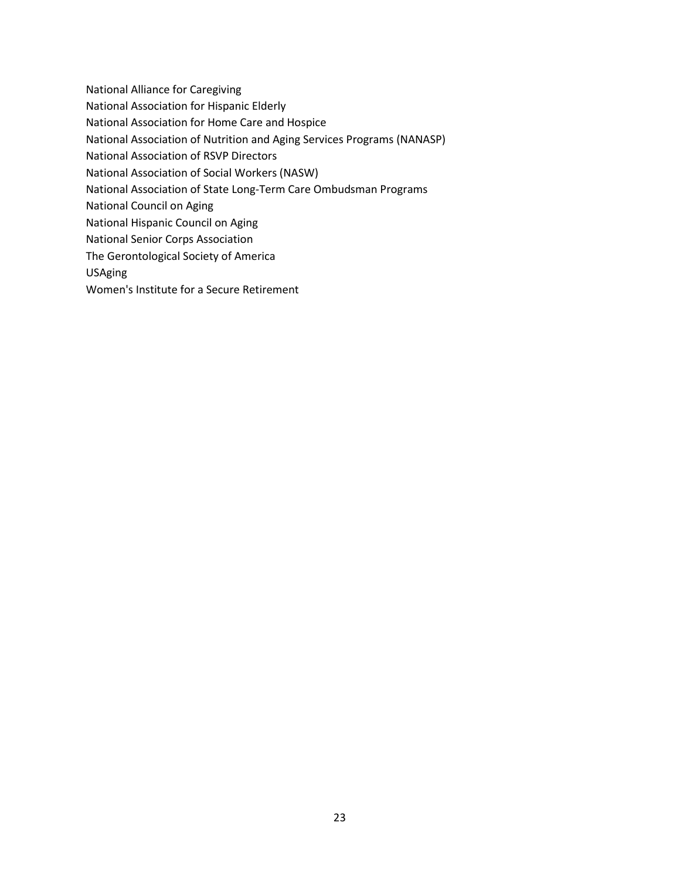National Alliance for Caregiving

National Association for Hispanic Elderly

National Association for Home Care and Hospice

National Association of Nutrition and Aging Services Programs (NANASP)

National Association of RSVP Directors

National Association of Social Workers (NASW)

National Association of State Long-Term Care Ombudsman Programs

National Council on Aging

National Hispanic Council on Aging

National Senior Corps Association

The Gerontological Society of America

USAging

Women's Institute for a Secure Retirement